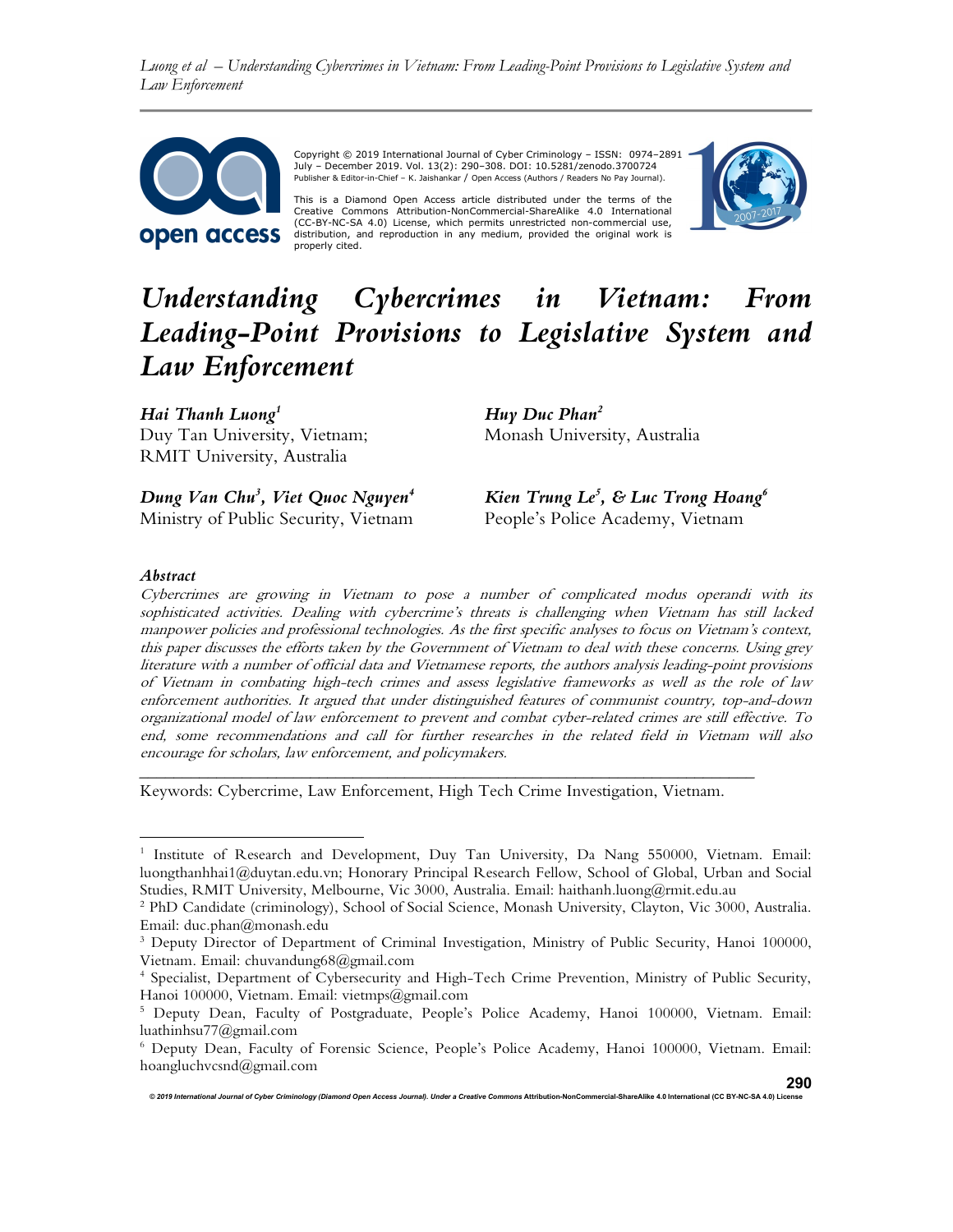Copyright © 2019 International Journal of Cyber Criminology – ISSN: 0974–2891 July – December 2019. Vol. 13(2): 290–308. DOI: 10.5281/zenodo.3700724
Publisher & Editor-in-Chief – K. Jaishankar / Open Access (Authors / Readers No Pay Journal).

This is a Diamond Open Access article distributed under the terms of the Creative Commons Attribution-NonCommercial-ShareAlike 4.0 International (CC-BY-NC-SA 4.0) License, which permits unrestricted non-commercial use, distribution, and reproduction in any medium, provided the original work is properly cited.

# *Understanding Cybercrimes in Vietnam: From Leading-Point Provisions to Legislative System and Law Enforcement*

***Hai Thanh Luong***[1]
Duy Tan University, Vietnam; RMIT University, Australia

***Huy Duc Phan***[2]
Monash University, Australia

***Dung Van Chu***[3]***, Viet Quoc Nguyen***[4]
Ministry of Public Security, Vietnam

***Kien Trung Le***[5]***, & Luc Trong Hoang***[6]
People's Police Academy, Vietnam

### *Abstract*

*Cybercrimes are growing in Vietnam to pose a number of complicated modus operandi with its sophisticated activities. Dealing with cybercrime's threats is challenging when Vietnam has still lacked manpower policies and professional technologies. As the first specific analyses to focus on Vietnam's context, this paper discusses the efforts taken by the Government of Vietnam to deal with these concerns. Using grey literature with a number of official data and Vietnamese reports, the authors analysis leading-point provisions of Vietnam in combating high-tech crimes and assess legislative frameworks as well as the role of law enforcement authorities. It argued that under distinguished features of communist country, top-and-down organizational model of law enforcement to prevent and combat cyber-related crimes are still effective. To end, some recommendations and call for further researches in the related field in Vietnam will also encourage for scholars, law enforcement, and policymakers.*

---

Keywords: Cybercrime, Law Enforcement, High Tech Crime Investigation, Vietnam.

---

[1] Institute of Research and Development, Duy Tan University, Da Nang 550000, Vietnam. Email: luongthanhhai1@duytan.edu.vn; Honorary Principal Research Fellow, School of Global, Urban and Social Studies, RMIT University, Melbourne, Vic 3000, Australia. Email: haithanh.luong@rmit.edu.au

[2] PhD Candidate (criminology), School of Social Science, Monash University, Clayton, Vic 3000, Australia. Email: duc.phan@monash.edu

[3] Deputy Director of Department of Criminal Investigation, Ministry of Public Security, Hanoi 100000, Vietnam. Email: chuvandung68@gmail.com

[4] Specialist, Department of Cybersecurity and High-Tech Crime Prevention, Ministry of Public Security, Hanoi 100000, Vietnam. Email: vietmps@gmail.com

[5] Deputy Dean, Faculty of Postgraduate, People's Police Academy, Hanoi 100000, Vietnam. Email: luathinhsu77@gmail.com

[6] Deputy Dean, Faculty of Forensic Science, People's Police Academy, Hanoi 100000, Vietnam. Email: hoangluchvcsnd@gmail.com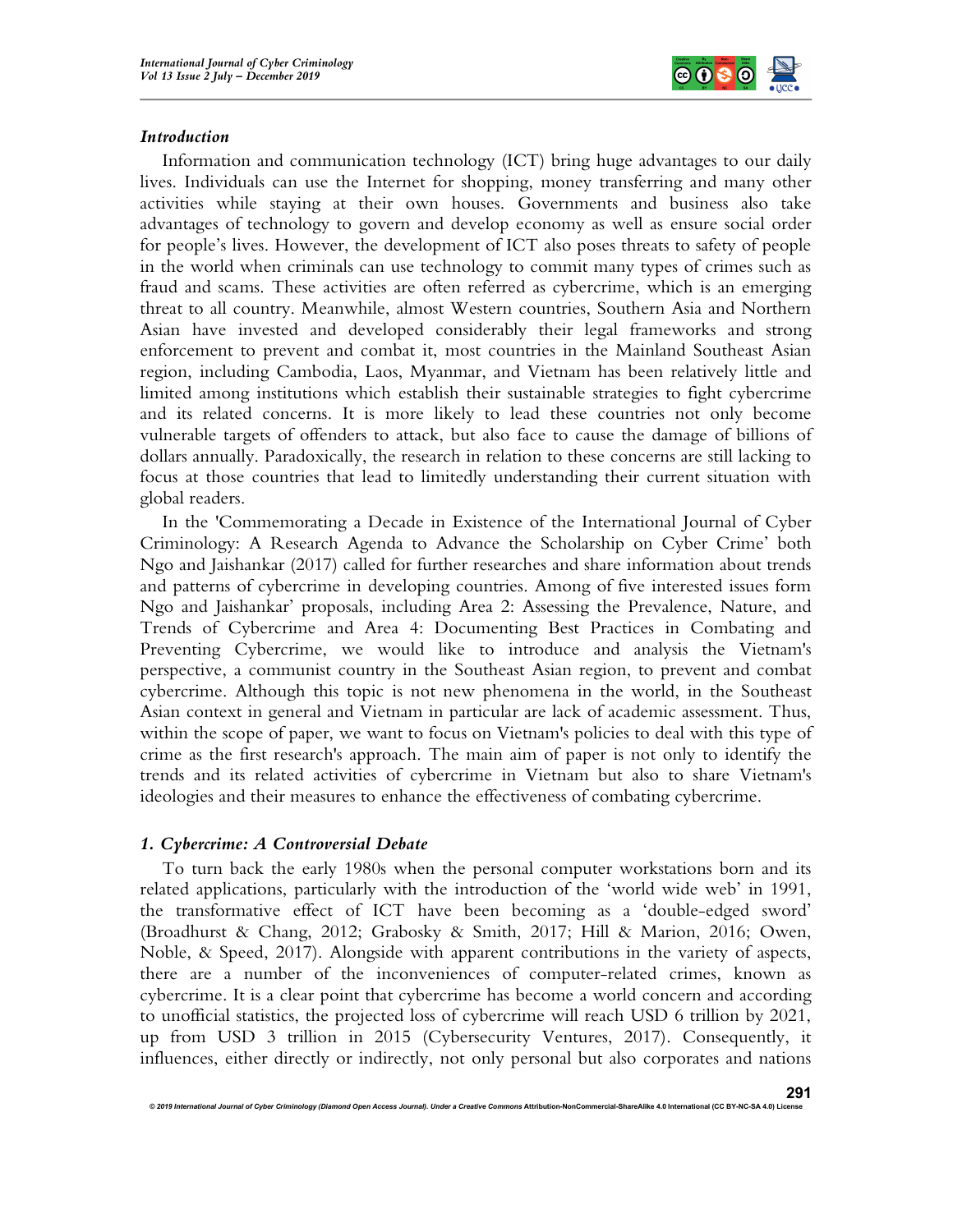### *Introduction*

Information and communication technology (ICT) bring huge advantages to our daily lives. Individuals can use the Internet for shopping, money transferring and many other activities while staying at their own houses. Governments and business also take advantages of technology to govern and develop economy as well as ensure social order for people's lives. However, the development of ICT also poses threats to safety of people in the world when criminals can use technology to commit many types of crimes such as fraud and scams. These activities are often referred as cybercrime, which is an emerging threat to all country. Meanwhile, almost Western countries, Southern Asia and Northern Asian have invested and developed considerably their legal frameworks and strong enforcement to prevent and combat it, most countries in the Mainland Southeast Asian region, including Cambodia, Laos, Myanmar, and Vietnam has been relatively little and limited among institutions which establish their sustainable strategies to fight cybercrime and its related concerns. It is more likely to lead these countries not only become vulnerable targets of offenders to attack, but also face to cause the damage of billions of dollars annually. Paradoxically, the research in relation to these concerns are still lacking to focus at those countries that lead to limitedly understanding their current situation with global readers.

In the 'Commemorating a Decade in Existence of the International Journal of Cyber Criminology: A Research Agenda to Advance the Scholarship on Cyber Crime' both Ngo and Jaishankar (2017) called for further researches and share information about trends and patterns of cybercrime in developing countries. Among of five interested issues form Ngo and Jaishankar' proposals, including Area 2: Assessing the Prevalence, Nature, and Trends of Cybercrime and Area 4: Documenting Best Practices in Combating and Preventing Cybercrime, we would like to introduce and analysis the Vietnam's perspective, a communist country in the Southeast Asian region, to prevent and combat cybercrime. Although this topic is not new phenomena in the world, in the Southeast Asian context in general and Vietnam in particular are lack of academic assessment. Thus, within the scope of paper, we want to focus on Vietnam's policies to deal with this type of crime as the first research's approach. The main aim of paper is not only to identify the trends and its related activities of cybercrime in Vietnam but also to share Vietnam's ideologies and their measures to enhance the effectiveness of combating cybercrime.

### *1. Cybercrime: A Controversial Debate*

To turn back the early 1980s when the personal computer workstations born and its related applications, particularly with the introduction of the 'world wide web' in 1991, the transformative effect of ICT have been becoming as a 'double-edged sword' (Broadhurst & Chang, 2012; Grabosky & Smith, 2017; Hill & Marion, 2016; Owen, Noble, & Speed, 2017). Alongside with apparent contributions in the variety of aspects, there are a number of the inconveniences of computer-related crimes, known as cybercrime. It is a clear point that cybercrime has become a world concern and according to unofficial statistics, the projected loss of cybercrime will reach USD 6 trillion by 2021, up from USD 3 trillion in 2015 (Cybersecurity Ventures, 2017). Consequently, it influences, either directly or indirectly, not only personal but also corporates and nations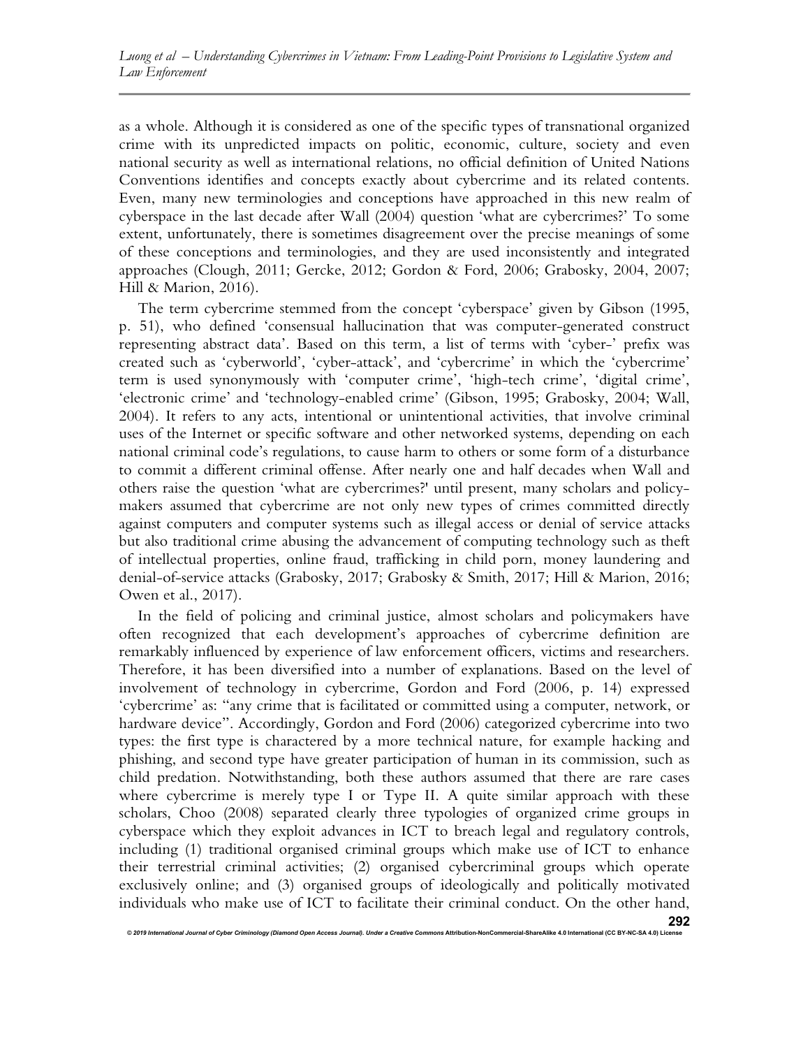as a whole. Although it is considered as one of the specific types of transnational organized crime with its unpredicted impacts on politic, economic, culture, society and even national security as well as international relations, no official definition of United Nations Conventions identifies and concepts exactly about cybercrime and its related contents. Even, many new terminologies and conceptions have approached in this new realm of cyberspace in the last decade after Wall (2004) question 'what are cybercrimes?' To some extent, unfortunately, there is sometimes disagreement over the precise meanings of some of these conceptions and terminologies, and they are used inconsistently and integrated approaches (Clough, 2011; Gercke, 2012; Gordon & Ford, 2006; Grabosky, 2004, 2007; Hill & Marion, 2016).

The term cybercrime stemmed from the concept 'cyberspace' given by Gibson (1995, p. 51), who defined 'consensual hallucination that was computer-generated construct representing abstract data'. Based on this term, a list of terms with 'cyber-' prefix was created such as 'cyberworld', 'cyber-attack', and 'cybercrime' in which the 'cybercrime' term is used synonymously with 'computer crime', 'high-tech crime', 'digital crime', 'electronic crime' and 'technology-enabled crime' (Gibson, 1995; Grabosky, 2004; Wall, 2004). It refers to any acts, intentional or unintentional activities, that involve criminal uses of the Internet or specific software and other networked systems, depending on each national criminal code's regulations, to cause harm to others or some form of a disturbance to commit a different criminal offense. After nearly one and half decades when Wall and others raise the question 'what are cybercrimes?' until present, many scholars and policy-makers assumed that cybercrime are not only new types of crimes committed directly against computers and computer systems such as illegal access or denial of service attacks but also traditional crime abusing the advancement of computing technology such as theft of intellectual properties, online fraud, trafficking in child porn, money laundering and denial-of-service attacks (Grabosky, 2017; Grabosky & Smith, 2017; Hill & Marion, 2016; Owen et al., 2017).

In the field of policing and criminal justice, almost scholars and policymakers have often recognized that each development's approaches of cybercrime definition are remarkably influenced by experience of law enforcement officers, victims and researchers. Therefore, it has been diversified into a number of explanations. Based on the level of involvement of technology in cybercrime, Gordon and Ford (2006, p. 14) expressed 'cybercrime' as: "any crime that is facilitated or committed using a computer, network, or hardware device". Accordingly, Gordon and Ford (2006) categorized cybercrime into two types: the first type is charactered by a more technical nature, for example hacking and phishing, and second type have greater participation of human in its commission, such as child predation. Notwithstanding, both these authors assumed that there are rare cases where cybercrime is merely type I or Type II. A quite similar approach with these scholars, Choo (2008) separated clearly three typologies of organized crime groups in cyberspace which they exploit advances in ICT to breach legal and regulatory controls, including (1) traditional organised criminal groups which make use of ICT to enhance their terrestrial criminal activities; (2) organised cybercriminal groups which operate exclusively online; and (3) organised groups of ideologically and politically motivated individuals who make use of ICT to facilitate their criminal conduct. On the other hand,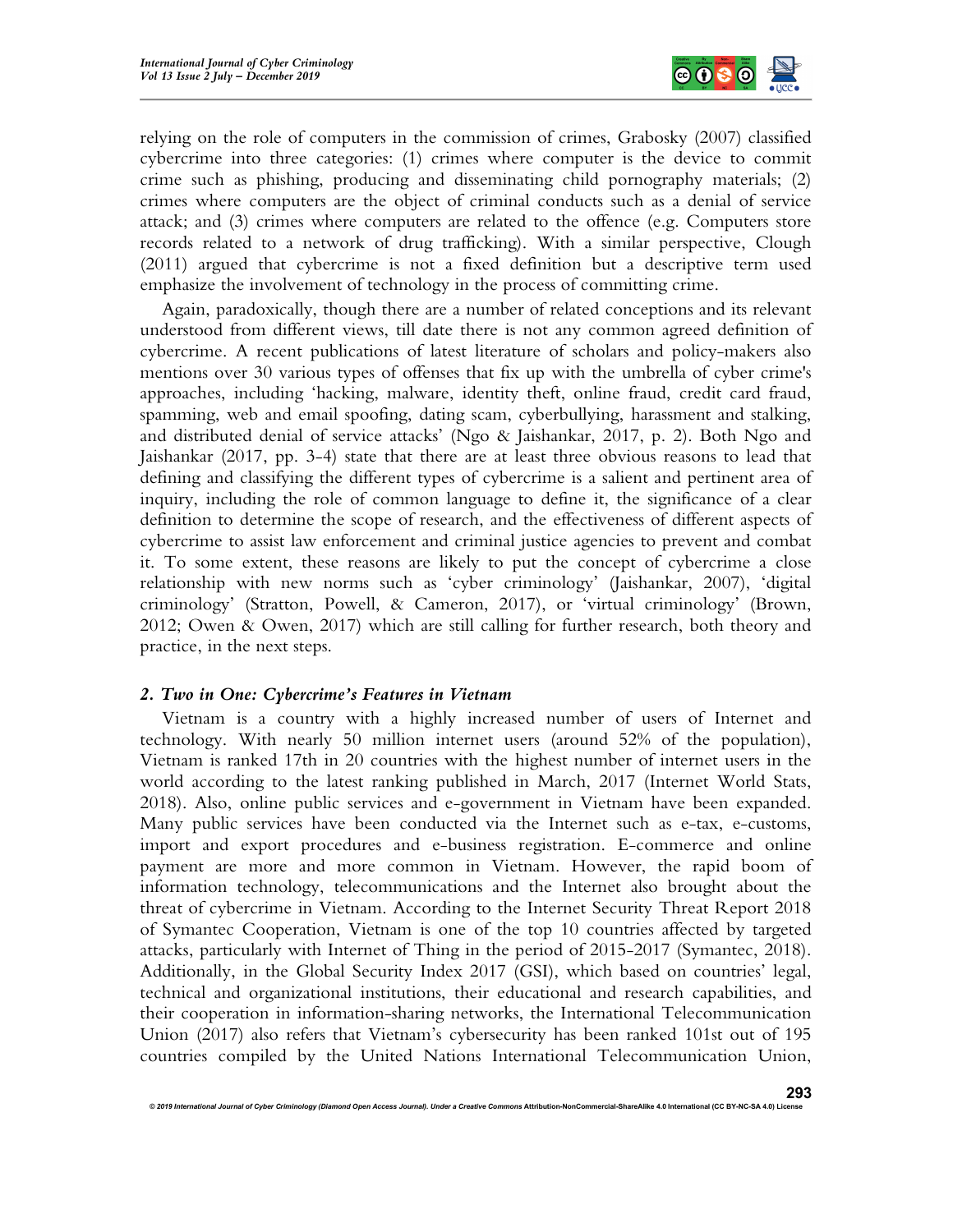relying on the role of computers in the commission of crimes, Grabosky (2007) classified cybercrime into three categories: (1) crimes where computer is the device to commit crime such as phishing, producing and disseminating child pornography materials; (2) crimes where computers are the object of criminal conducts such as a denial of service attack; and (3) crimes where computers are related to the offence (e.g. Computers store records related to a network of drug trafficking). With a similar perspective, Clough (2011) argued that cybercrime is not a fixed definition but a descriptive term used emphasize the involvement of technology in the process of committing crime.

Again, paradoxically, though there are a number of related conceptions and its relevant understood from different views, till date there is not any common agreed definition of cybercrime. A recent publications of latest literature of scholars and policy-makers also mentions over 30 various types of offenses that fix up with the umbrella of cyber crime's approaches, including 'hacking, malware, identity theft, online fraud, credit card fraud, spamming, web and email spoofing, dating scam, cyberbullying, harassment and stalking, and distributed denial of service attacks' (Ngo & Jaishankar, 2017, p. 2). Both Ngo and Jaishankar (2017, pp. 3-4) state that there are at least three obvious reasons to lead that defining and classifying the different types of cybercrime is a salient and pertinent area of inquiry, including the role of common language to define it, the significance of a clear definition to determine the scope of research, and the effectiveness of different aspects of cybercrime to assist law enforcement and criminal justice agencies to prevent and combat it. To some extent, these reasons are likely to put the concept of cybercrime a close relationship with new norms such as 'cyber criminology' (Jaishankar, 2007), 'digital criminology' (Stratton, Powell, & Cameron, 2017), or 'virtual criminology' (Brown, 2012; Owen & Owen, 2017) which are still calling for further research, both theory and practice, in the next steps.

### *2. Two in One: Cybercrime's Features in Vietnam*

Vietnam is a country with a highly increased number of users of Internet and technology. With nearly 50 million internet users (around 52% of the population), Vietnam is ranked 17th in 20 countries with the highest number of internet users in the world according to the latest ranking published in March, 2017 (Internet World Stats, 2018). Also, online public services and e-government in Vietnam have been expanded. Many public services have been conducted via the Internet such as e-tax, e-customs, import and export procedures and e-business registration. E-commerce and online payment are more and more common in Vietnam. However, the rapid boom of information technology, telecommunications and the Internet also brought about the threat of cybercrime in Vietnam. According to the Internet Security Threat Report 2018 of Symantec Cooperation, Vietnam is one of the top 10 countries affected by targeted attacks, particularly with Internet of Thing in the period of 2015-2017 (Symantec, 2018). Additionally, in the Global Security Index 2017 (GSI), which based on countries' legal, technical and organizational institutions, their educational and research capabilities, and their cooperation in information-sharing networks, the International Telecommunication Union (2017) also refers that Vietnam's cybersecurity has been ranked 101st out of 195 countries compiled by the United Nations International Telecommunication Union,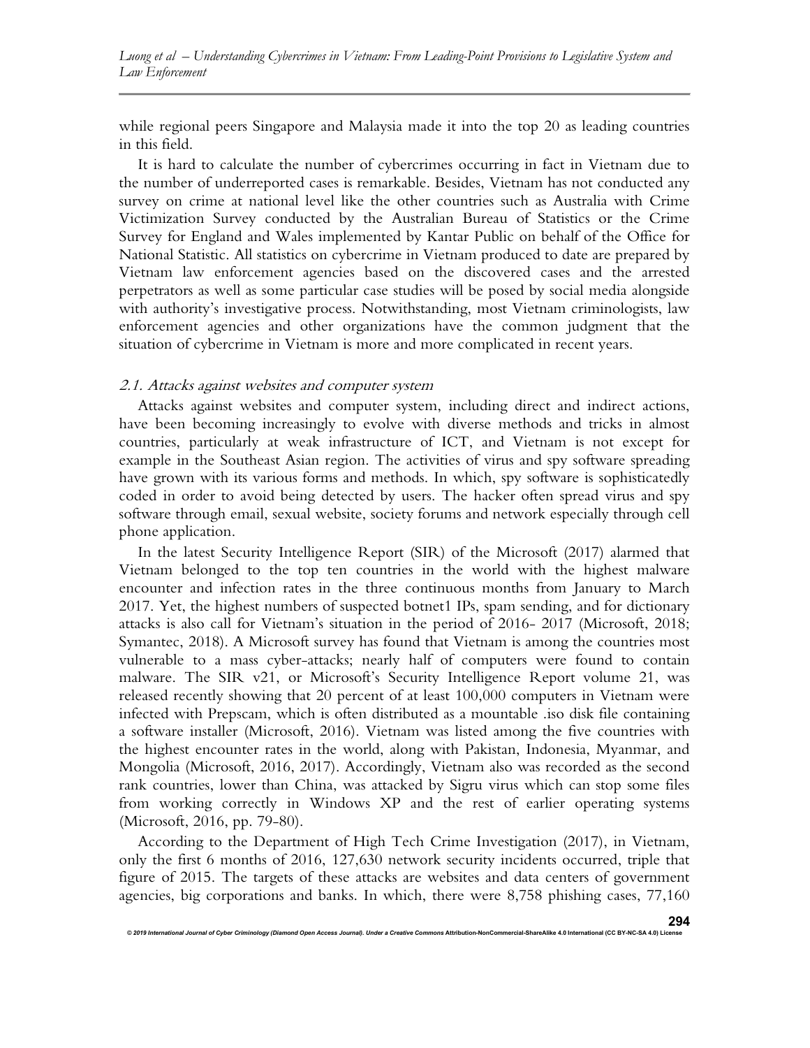while regional peers Singapore and Malaysia made it into the top 20 as leading countries in this field.

It is hard to calculate the number of cybercrimes occurring in fact in Vietnam due to the number of underreported cases is remarkable. Besides, Vietnam has not conducted any survey on crime at national level like the other countries such as Australia with Crime Victimization Survey conducted by the Australian Bureau of Statistics or the Crime Survey for England and Wales implemented by Kantar Public on behalf of the Office for National Statistic. All statistics on cybercrime in Vietnam produced to date are prepared by Vietnam law enforcement agencies based on the discovered cases and the arrested perpetrators as well as some particular case studies will be posed by social media alongside with authority's investigative process. Notwithstanding, most Vietnam criminologists, law enforcement agencies and other organizations have the common judgment that the situation of cybercrime in Vietnam is more and more complicated in recent years.

### *2.1. Attacks against websites and computer system*

Attacks against websites and computer system, including direct and indirect actions, have been becoming increasingly to evolve with diverse methods and tricks in almost countries, particularly at weak infrastructure of ICT, and Vietnam is not except for example in the Southeast Asian region. The activities of virus and spy software spreading have grown with its various forms and methods. In which, spy software is sophisticatedly coded in order to avoid being detected by users. The hacker often spread virus and spy software through email, sexual website, society forums and network especially through cell phone application.

In the latest Security Intelligence Report (SIR) of the Microsoft (2017) alarmed that Vietnam belonged to the top ten countries in the world with the highest malware encounter and infection rates in the three continuous months from January to March 2017. Yet, the highest numbers of suspected botnet1 IPs, spam sending, and for dictionary attacks is also call for Vietnam's situation in the period of 2016- 2017 (Microsoft, 2018; Symantec, 2018). A Microsoft survey has found that Vietnam is among the countries most vulnerable to a mass cyber-attacks; nearly half of computers were found to contain malware. The SIR v21, or Microsoft's Security Intelligence Report volume 21, was released recently showing that 20 percent of at least 100,000 computers in Vietnam were infected with Prepscam, which is often distributed as a mountable .iso disk file containing a software installer (Microsoft, 2016). Vietnam was listed among the five countries with the highest encounter rates in the world, along with Pakistan, Indonesia, Myanmar, and Mongolia (Microsoft, 2016, 2017). Accordingly, Vietnam also was recorded as the second rank countries, lower than China, was attacked by Sigru virus which can stop some files from working correctly in Windows XP and the rest of earlier operating systems (Microsoft, 2016, pp. 79-80).

According to the Department of High Tech Crime Investigation (2017), in Vietnam, only the first 6 months of 2016, 127,630 network security incidents occurred, triple that figure of 2015. The targets of these attacks are websites and data centers of government agencies, big corporations and banks. In which, there were 8,758 phishing cases, 77,160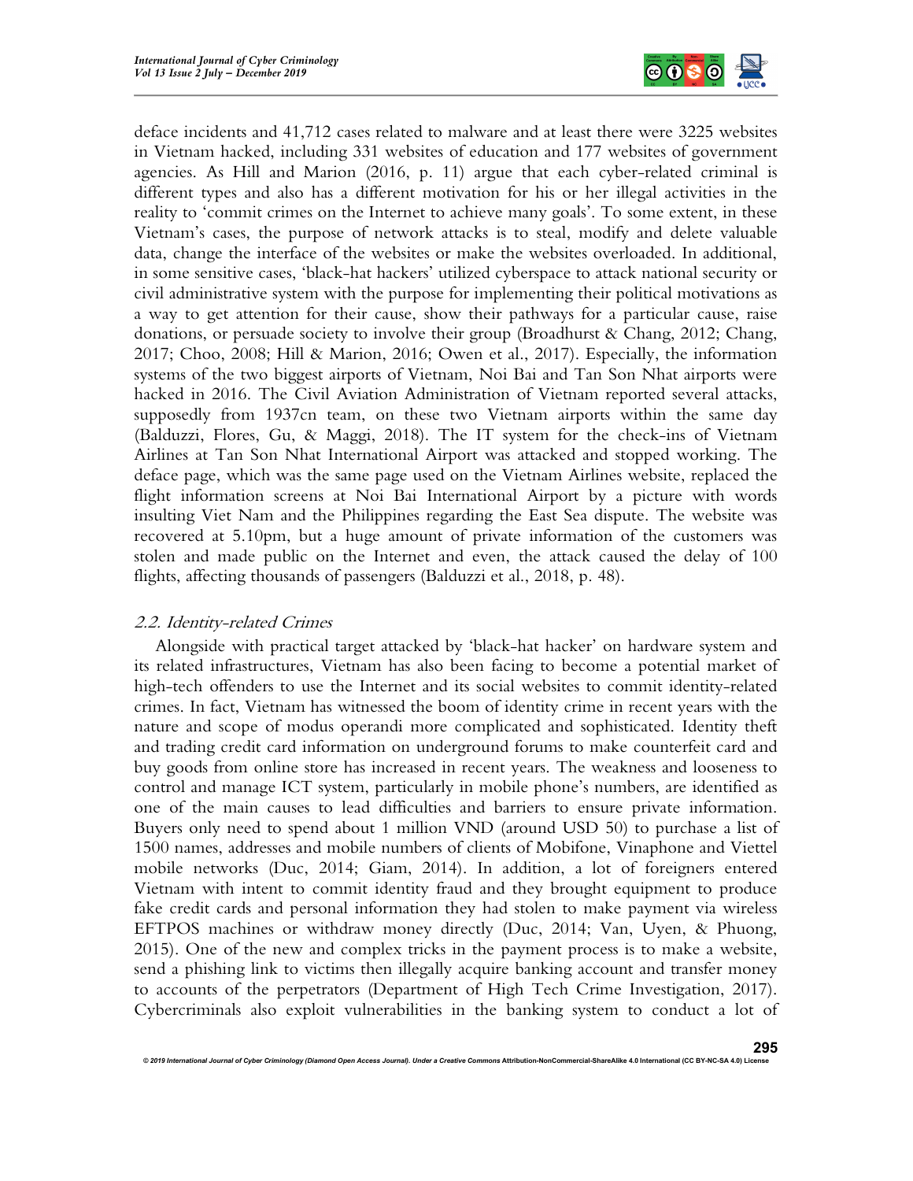deface incidents and 41,712 cases related to malware and at least there were 3225 websites in Vietnam hacked, including 331 websites of education and 177 websites of government agencies. As Hill and Marion (2016, p. 11) argue that each cyber-related criminal is different types and also has a different motivation for his or her illegal activities in the reality to 'commit crimes on the Internet to achieve many goals'. To some extent, in these Vietnam's cases, the purpose of network attacks is to steal, modify and delete valuable data, change the interface of the websites or make the websites overloaded. In additional, in some sensitive cases, 'black-hat hackers' utilized cyberspace to attack national security or civil administrative system with the purpose for implementing their political motivations as a way to get attention for their cause, show their pathways for a particular cause, raise donations, or persuade society to involve their group (Broadhurst & Chang, 2012; Chang, 2017; Choo, 2008; Hill & Marion, 2016; Owen et al., 2017). Especially, the information systems of the two biggest airports of Vietnam, Noi Bai and Tan Son Nhat airports were hacked in 2016. The Civil Aviation Administration of Vietnam reported several attacks, supposedly from 1937cn team, on these two Vietnam airports within the same day (Balduzzi, Flores, Gu, & Maggi, 2018). The IT system for the check-ins of Vietnam Airlines at Tan Son Nhat International Airport was attacked and stopped working. The deface page, which was the same page used on the Vietnam Airlines website, replaced the flight information screens at Noi Bai International Airport by a picture with words insulting Viet Nam and the Philippines regarding the East Sea dispute. The website was recovered at 5.10pm, but a huge amount of private information of the customers was stolen and made public on the Internet and even, the attack caused the delay of 100 flights, affecting thousands of passengers (Balduzzi et al., 2018, p. 48).

### *2.2. Identity-related Crimes*

Alongside with practical target attacked by 'black-hat hacker' on hardware system and its related infrastructures, Vietnam has also been facing to become a potential market of high-tech offenders to use the Internet and its social websites to commit identity-related crimes. In fact, Vietnam has witnessed the boom of identity crime in recent years with the nature and scope of modus operandi more complicated and sophisticated. Identity theft and trading credit card information on underground forums to make counterfeit card and buy goods from online store has increased in recent years. The weakness and looseness to control and manage ICT system, particularly in mobile phone's numbers, are identified as one of the main causes to lead difficulties and barriers to ensure private information. Buyers only need to spend about 1 million VND (around USD 50) to purchase a list of 1500 names, addresses and mobile numbers of clients of Mobifone, Vinaphone and Viettel mobile networks (Duc, 2014; Giam, 2014). In addition, a lot of foreigners entered Vietnam with intent to commit identity fraud and they brought equipment to produce fake credit cards and personal information they had stolen to make payment via wireless EFTPOS machines or withdraw money directly (Duc, 2014; Van, Uyen, & Phuong, 2015). One of the new and complex tricks in the payment process is to make a website, send a phishing link to victims then illegally acquire banking account and transfer money to accounts of the perpetrators (Department of High Tech Crime Investigation, 2017). Cybercriminals also exploit vulnerabilities in the banking system to conduct a lot of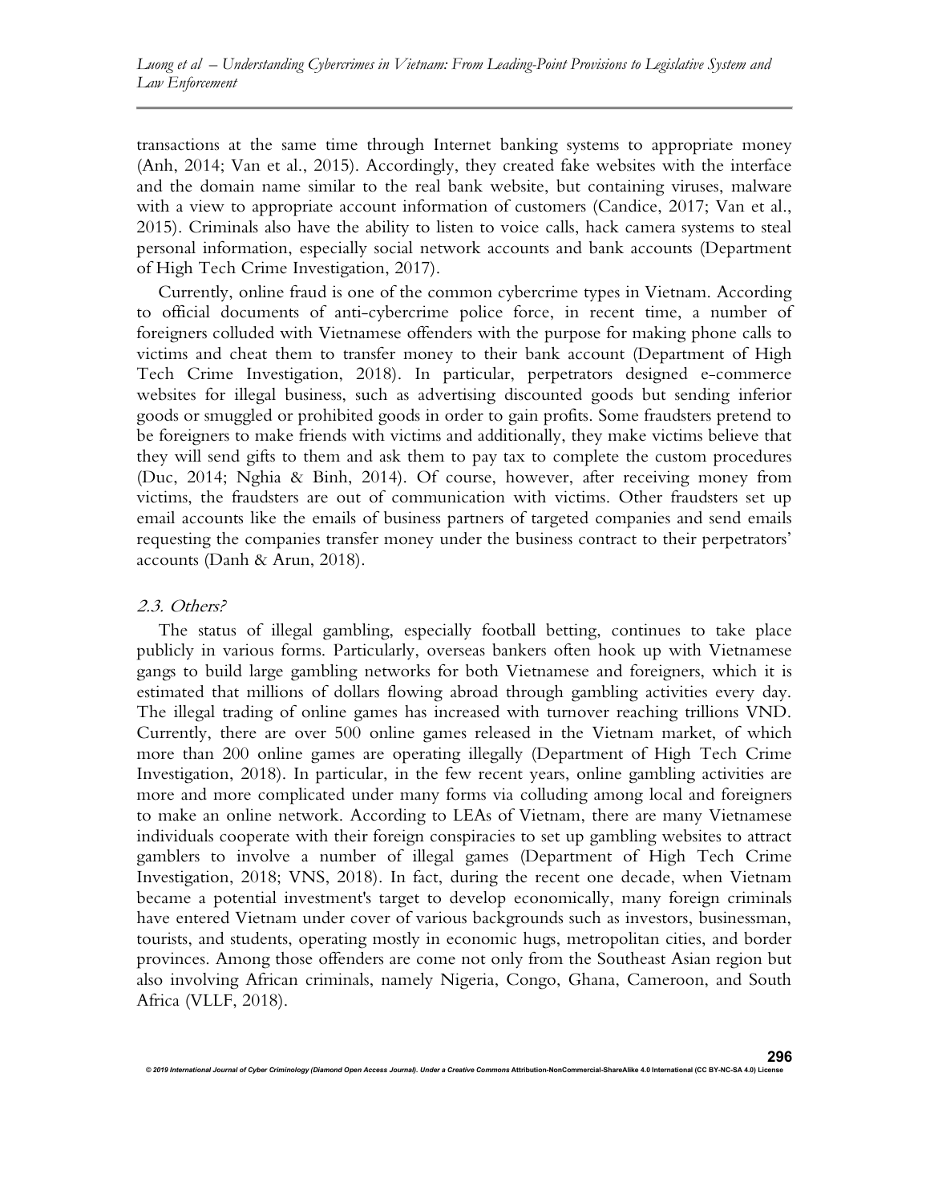transactions at the same time through Internet banking systems to appropriate money (Anh, 2014; Van et al., 2015). Accordingly, they created fake websites with the interface and the domain name similar to the real bank website, but containing viruses, malware with a view to appropriate account information of customers (Candice, 2017; Van et al., 2015). Criminals also have the ability to listen to voice calls, hack camera systems to steal personal information, especially social network accounts and bank accounts (Department of High Tech Crime Investigation, 2017).

Currently, online fraud is one of the common cybercrime types in Vietnam. According to official documents of anti-cybercrime police force, in recent time, a number of foreigners colluded with Vietnamese offenders with the purpose for making phone calls to victims and cheat them to transfer money to their bank account (Department of High Tech Crime Investigation, 2018). In particular, perpetrators designed e-commerce websites for illegal business, such as advertising discounted goods but sending inferior goods or smuggled or prohibited goods in order to gain profits. Some fraudsters pretend to be foreigners to make friends with victims and additionally, they make victims believe that they will send gifts to them and ask them to pay tax to complete the custom procedures (Duc, 2014; Nghia & Binh, 2014). Of course, however, after receiving money from victims, the fraudsters are out of communication with victims. Other fraudsters set up email accounts like the emails of business partners of targeted companies and send emails requesting the companies transfer money under the business contract to their perpetrators' accounts (Danh & Arun, 2018).

### *2.3. Others?*

The status of illegal gambling, especially football betting, continues to take place publicly in various forms. Particularly, overseas bankers often hook up with Vietnamese gangs to build large gambling networks for both Vietnamese and foreigners, which it is estimated that millions of dollars flowing abroad through gambling activities every day. The illegal trading of online games has increased with turnover reaching trillions VND. Currently, there are over 500 online games released in the Vietnam market, of which more than 200 online games are operating illegally (Department of High Tech Crime Investigation, 2018). In particular, in the few recent years, online gambling activities are more and more complicated under many forms via colluding among local and foreigners to make an online network. According to LEAs of Vietnam, there are many Vietnamese individuals cooperate with their foreign conspiracies to set up gambling websites to attract gamblers to involve a number of illegal games (Department of High Tech Crime Investigation, 2018; VNS, 2018). In fact, during the recent one decade, when Vietnam became a potential investment's target to develop economically, many foreign criminals have entered Vietnam under cover of various backgrounds such as investors, businessman, tourists, and students, operating mostly in economic hugs, metropolitan cities, and border provinces. Among those offenders are come not only from the Southeast Asian region but also involving African criminals, namely Nigeria, Congo, Ghana, Cameroon, and South Africa (VLLF, 2018).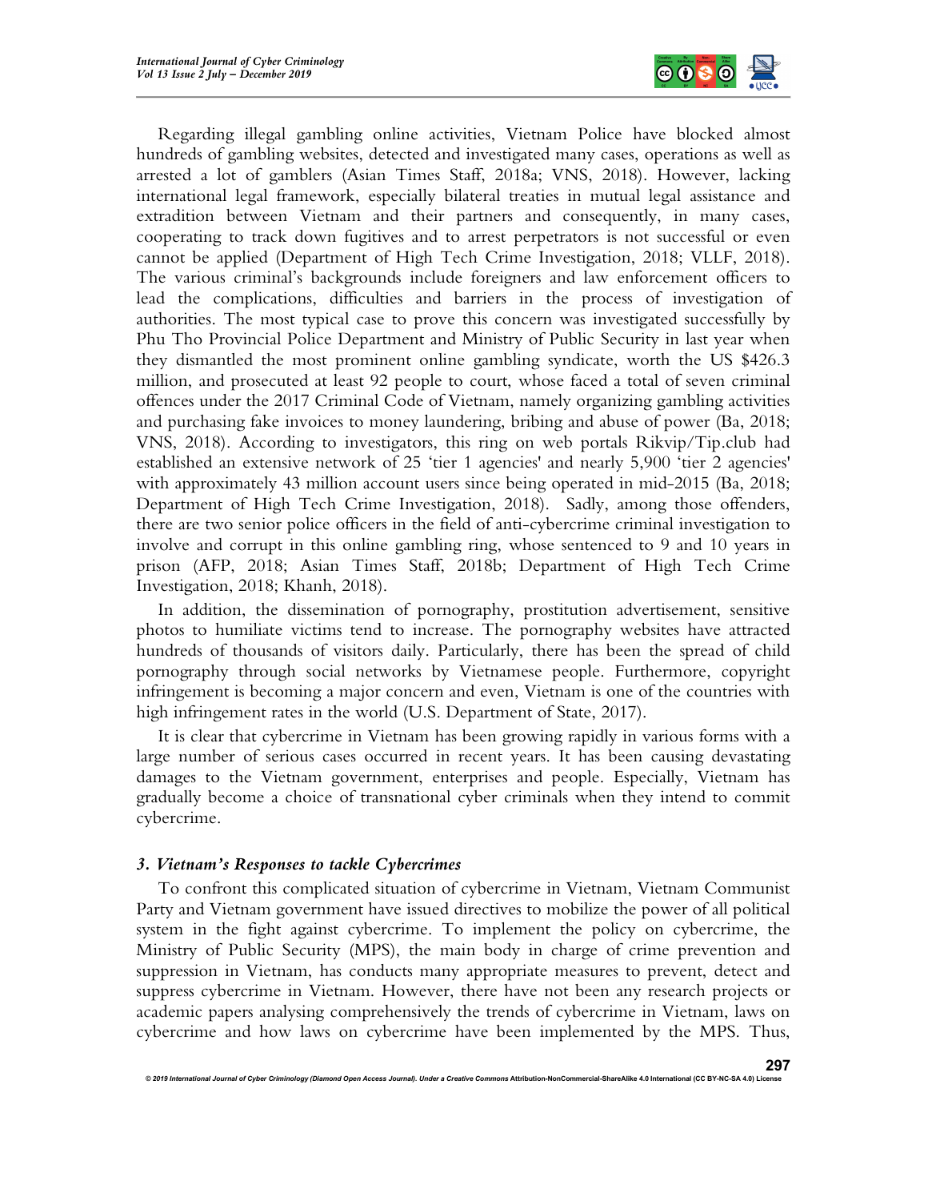Regarding illegal gambling online activities, Vietnam Police have blocked almost hundreds of gambling websites, detected and investigated many cases, operations as well as arrested a lot of gamblers (Asian Times Staff, 2018a; VNS, 2018). However, lacking international legal framework, especially bilateral treaties in mutual legal assistance and extradition between Vietnam and their partners and consequently, in many cases, cooperating to track down fugitives and to arrest perpetrators is not successful or even cannot be applied (Department of High Tech Crime Investigation, 2018; VLLF, 2018). The various criminal's backgrounds include foreigners and law enforcement officers to lead the complications, difficulties and barriers in the process of investigation of authorities. The most typical case to prove this concern was investigated successfully by Phu Tho Provincial Police Department and Ministry of Public Security in last year when they dismantled the most prominent online gambling syndicate, worth the US $426.3 million, and prosecuted at least 92 people to court, whose faced a total of seven criminal offences under the 2017 Criminal Code of Vietnam, namely organizing gambling activities and purchasing fake invoices to money laundering, bribing and abuse of power (Ba, 2018; VNS, 2018). According to investigators, this ring on web portals Rikvip/Tip.club had established an extensive network of 25 'tier 1 agencies' and nearly 5,900 'tier 2 agencies' with approximately 43 million account users since being operated in mid-2015 (Ba, 2018; Department of High Tech Crime Investigation, 2018). Sadly, among those offenders, there are two senior police officers in the field of anti-cybercrime criminal investigation to involve and corrupt in this online gambling ring, whose sentenced to 9 and 10 years in prison (AFP, 2018; Asian Times Staff, 2018b; Department of High Tech Crime Investigation, 2018; Khanh, 2018).

In addition, the dissemination of pornography, prostitution advertisement, sensitive photos to humiliate victims tend to increase. The pornography websites have attracted hundreds of thousands of visitors daily. Particularly, there has been the spread of child pornography through social networks by Vietnamese people. Furthermore, copyright infringement is becoming a major concern and even, Vietnam is one of the countries with high infringement rates in the world (U.S. Department of State, 2017).

It is clear that cybercrime in Vietnam has been growing rapidly in various forms with a large number of serious cases occurred in recent years. It has been causing devastating damages to the Vietnam government, enterprises and people. Especially, Vietnam has gradually become a choice of transnational cyber criminals when they intend to commit cybercrime.

### *3. Vietnam's Responses to tackle Cybercrimes*

To confront this complicated situation of cybercrime in Vietnam, Vietnam Communist Party and Vietnam government have issued directives to mobilize the power of all political system in the fight against cybercrime. To implement the policy on cybercrime, the Ministry of Public Security (MPS), the main body in charge of crime prevention and suppression in Vietnam, has conducts many appropriate measures to prevent, detect and suppress cybercrime in Vietnam. However, there have not been any research projects or academic papers analysing comprehensively the trends of cybercrime in Vietnam, laws on cybercrime and how laws on cybercrime have been implemented by the MPS. Thus,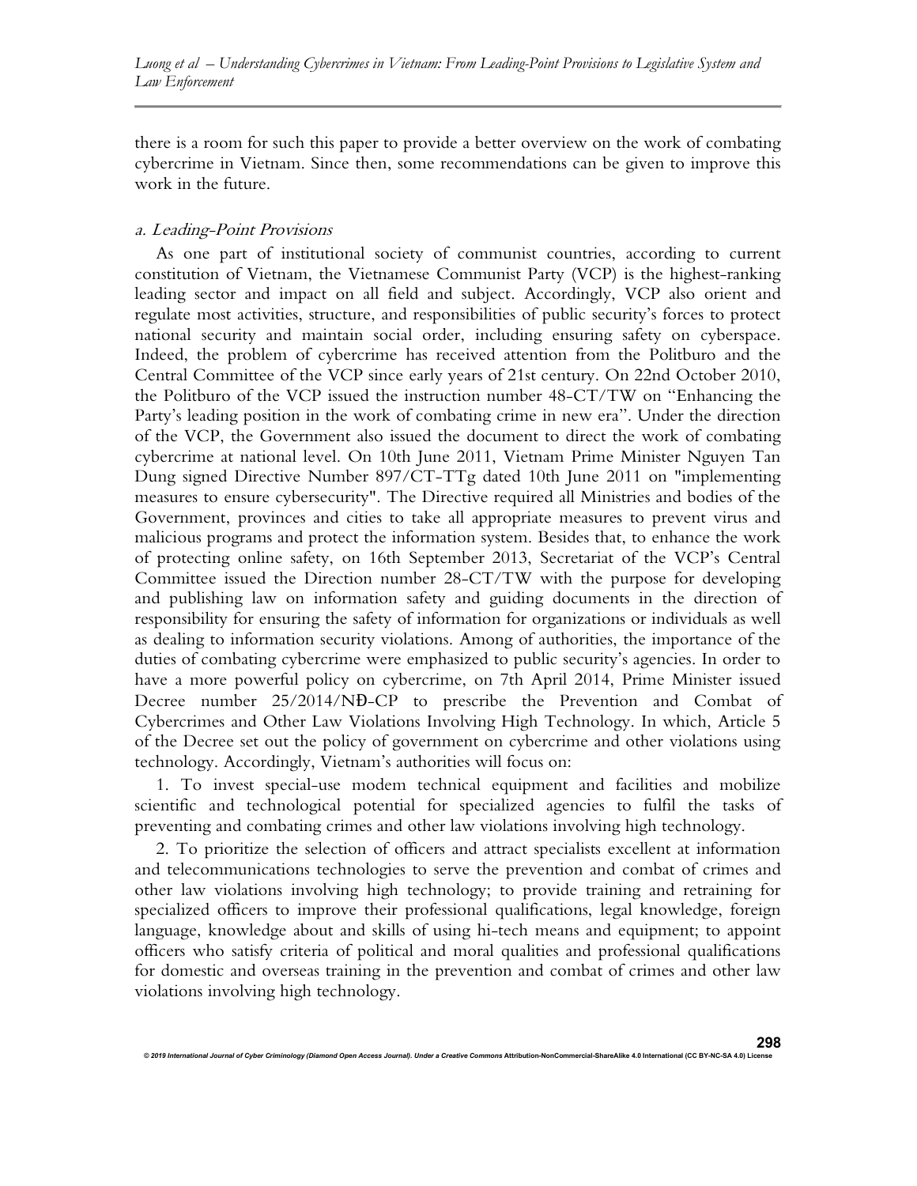there is a room for such this paper to provide a better overview on the work of combating cybercrime in Vietnam. Since then, some recommendations can be given to improve this work in the future.

### *a. Leading-Point Provisions*

As one part of institutional society of communist countries, according to current constitution of Vietnam, the Vietnamese Communist Party (VCP) is the highest-ranking leading sector and impact on all field and subject. Accordingly, VCP also orient and regulate most activities, structure, and responsibilities of public security's forces to protect national security and maintain social order, including ensuring safety on cyberspace. Indeed, the problem of cybercrime has received attention from the Politburo and the Central Committee of the VCP since early years of 21st century. On 22nd October 2010, the Politburo of the VCP issued the instruction number 48-CT/TW on "Enhancing the Party's leading position in the work of combating crime in new era". Under the direction of the VCP, the Government also issued the document to direct the work of combating cybercrime at national level. On 10th June 2011, Vietnam Prime Minister Nguyen Tan Dung signed Directive Number 897/CT-TTg dated 10th June 2011 on "implementing measures to ensure cybersecurity". The Directive required all Ministries and bodies of the Government, provinces and cities to take all appropriate measures to prevent virus and malicious programs and protect the information system. Besides that, to enhance the work of protecting online safety, on 16th September 2013, Secretariat of the VCP's Central Committee issued the Direction number 28-CT/TW with the purpose for developing and publishing law on information safety and guiding documents in the direction of responsibility for ensuring the safety of information for organizations or individuals as well as dealing to information security violations. Among of authorities, the importance of the duties of combating cybercrime were emphasized to public security's agencies. In order to have a more powerful policy on cybercrime, on 7th April 2014, Prime Minister issued Decree number 25/2014/NĐ-CP to prescribe the Prevention and Combat of Cybercrimes and Other Law Violations Involving High Technology. In which, Article 5 of the Decree set out the policy of government on cybercrime and other violations using technology. Accordingly, Vietnam's authorities will focus on:

1. To invest special-use modem technical equipment and facilities and mobilize scientific and technological potential for specialized agencies to fulfil the tasks of preventing and combating crimes and other law violations involving high technology.

2. To prioritize the selection of officers and attract specialists excellent at information and telecommunications technologies to serve the prevention and combat of crimes and other law violations involving high technology; to provide training and retraining for specialized officers to improve their professional qualifications, legal knowledge, foreign language, knowledge about and skills of using hi-tech means and equipment; to appoint officers who satisfy criteria of political and moral qualities and professional qualifications for domestic and overseas training in the prevention and combat of crimes and other law violations involving high technology.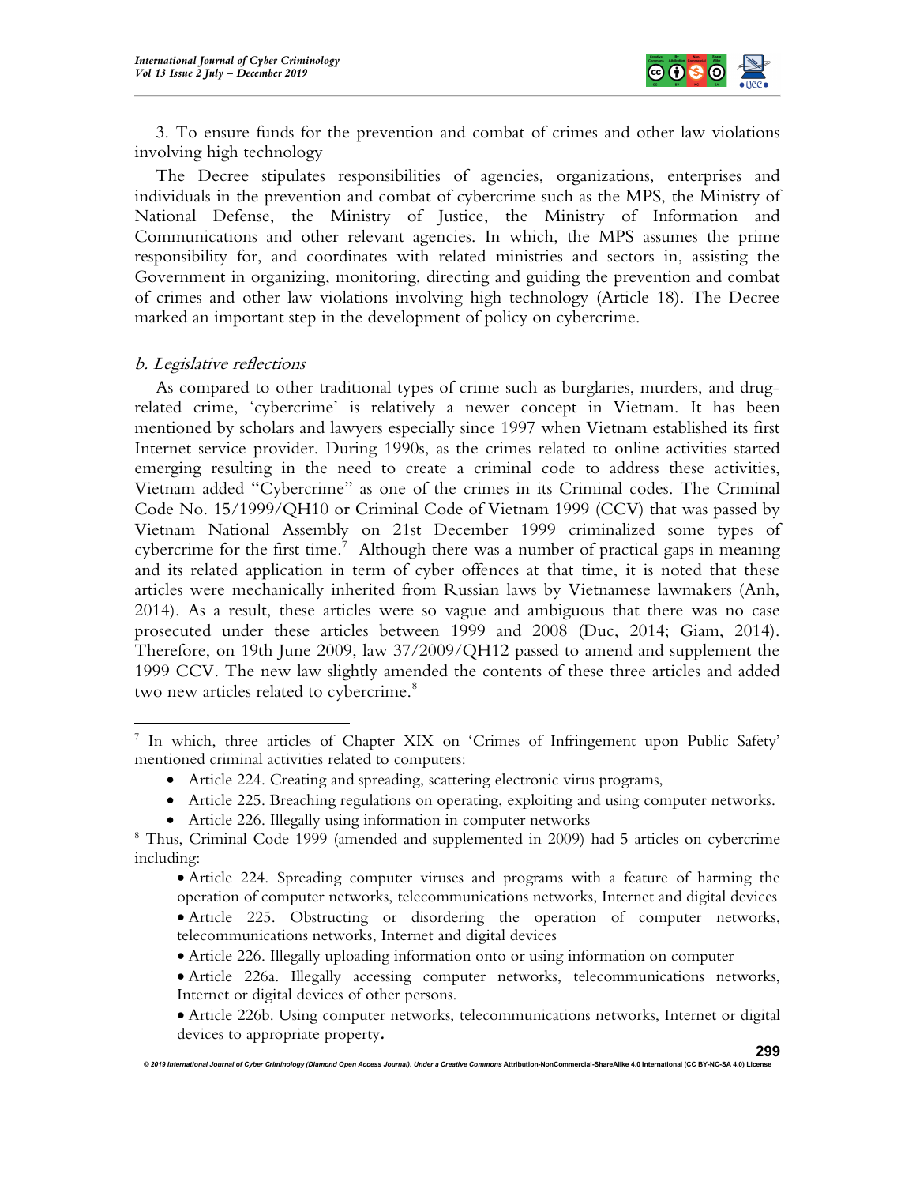3. To ensure funds for the prevention and combat of crimes and other law violations involving high technology

The Decree stipulates responsibilities of agencies, organizations, enterprises and individuals in the prevention and combat of cybercrime such as the MPS, the Ministry of National Defense, the Ministry of Justice, the Ministry of Information and Communications and other relevant agencies. In which, the MPS assumes the prime responsibility for, and coordinates with related ministries and sectors in, assisting the Government in organizing, monitoring, directing and guiding the prevention and combat of crimes and other law violations involving high technology (Article 18). The Decree marked an important step in the development of policy on cybercrime.

*b. Legislative reflections*

As compared to other traditional types of crime such as burglaries, murders, and drug-related crime, 'cybercrime' is relatively a newer concept in Vietnam. It has been mentioned by scholars and lawyers especially since 1997 when Vietnam established its first Internet service provider. During 1990s, as the crimes related to online activities started emerging resulting in the need to create a criminal code to address these activities, Vietnam added "Cybercrime" as one of the crimes in its Criminal codes. The Criminal Code No. 15/1999/QH10 or Criminal Code of Vietnam 1999 (CCV) that was passed by Vietnam National Assembly on 21st December 1999 criminalized some types of cybercrime for the first time.[7] Although there was a number of practical gaps in meaning and its related application in term of cyber offences at that time, it is noted that these articles were mechanically inherited from Russian laws by Vietnamese lawmakers (Anh, 2014). As a result, these articles were so vague and ambiguous that there was no case prosecuted under these articles between 1999 and 2008 (Duc, 2014; Giam, 2014). Therefore, on 19th June 2009, law 37/2009/QH12 passed to amend and supplement the 1999 CCV. The new law slightly amended the contents of these three articles and added two new articles related to cybercrime.[8]

---

[7] In which, three articles of Chapter XIX on 'Crimes of Infringement upon Public Safety' mentioned criminal activities related to computers:

- Article 224. Creating and spreading, scattering electronic virus programs,
- Article 225. Breaching regulations on operating, exploiting and using computer networks.
- Article 226. Illegally using information in computer networks

[8] Thus, Criminal Code 1999 (amended and supplemented in 2009) had 5 articles on cybercrime including:

- Article 224. Spreading computer viruses and programs with a feature of harming the operation of computer networks, telecommunications networks, Internet and digital devices
- Article 225. Obstructing or disordering the operation of computer networks, telecommunications networks, Internet and digital devices
- Article 226. Illegally uploading information onto or using information on computer
- Article 226a. Illegally accessing computer networks, telecommunications networks, Internet or digital devices of other persons.
- Article 226b. Using computer networks, telecommunications networks, Internet or digital devices to appropriate property.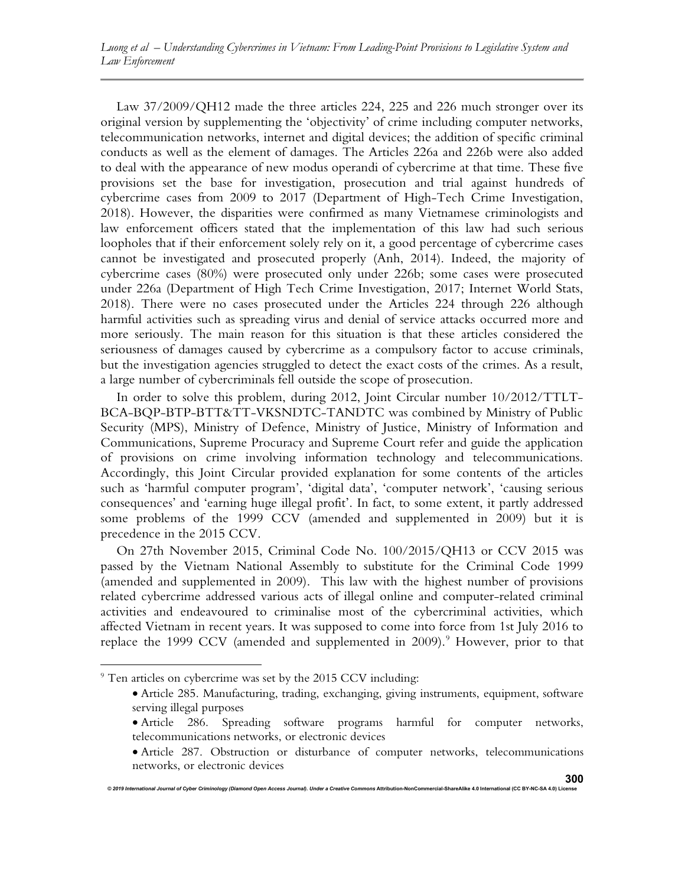Law 37/2009/QH12 made the three articles 224, 225 and 226 much stronger over its original version by supplementing the 'objectivity' of crime including computer networks, telecommunication networks, internet and digital devices; the addition of specific criminal conducts as well as the element of damages. The Articles 226a and 226b were also added to deal with the appearance of new modus operandi of cybercrime at that time. These five provisions set the base for investigation, prosecution and trial against hundreds of cybercrime cases from 2009 to 2017 (Department of High-Tech Crime Investigation, 2018). However, the disparities were confirmed as many Vietnamese criminologists and law enforcement officers stated that the implementation of this law had such serious loopholes that if their enforcement solely rely on it, a good percentage of cybercrime cases cannot be investigated and prosecuted properly (Anh, 2014). Indeed, the majority of cybercrime cases (80%) were prosecuted only under 226b; some cases were prosecuted under 226a (Department of High Tech Crime Investigation, 2017; Internet World Stats, 2018). There were no cases prosecuted under the Articles 224 through 226 although harmful activities such as spreading virus and denial of service attacks occurred more and more seriously. The main reason for this situation is that these articles considered the seriousness of damages caused by cybercrime as a compulsory factor to accuse criminals, but the investigation agencies struggled to detect the exact costs of the crimes. As a result, a large number of cybercriminals fell outside the scope of prosecution.

In order to solve this problem, during 2012, Joint Circular number 10/2012/TTLT-BCA-BQP-BTP-BTT&TT-VKSNDTC-TANDTC was combined by Ministry of Public Security (MPS), Ministry of Defence, Ministry of Justice, Ministry of Information and Communications, Supreme Procuracy and Supreme Court refer and guide the application of provisions on crime involving information technology and telecommunications. Accordingly, this Joint Circular provided explanation for some contents of the articles such as 'harmful computer program', 'digital data', 'computer network', 'causing serious consequences' and 'earning huge illegal profit'. In fact, to some extent, it partly addressed some problems of the 1999 CCV (amended and supplemented in 2009) but it is precedence in the 2015 CCV.

On 27th November 2015, Criminal Code No. 100/2015/QH13 or CCV 2015 was passed by the Vietnam National Assembly to substitute for the Criminal Code 1999 (amended and supplemented in 2009). This law with the highest number of provisions related cybercrime addressed various acts of illegal online and computer-related criminal activities and endeavoured to criminalise most of the cybercriminal activities, which affected Vietnam in recent years. It was supposed to come into force from 1st July 2016 to replace the 1999 CCV (amended and supplemented in 2009).[9] However, prior to that

---

[9] Ten articles on cybercrime was set by the 2015 CCV including:

- Article 285. Manufacturing, trading, exchanging, giving instruments, equipment, software serving illegal purposes
- Article 286. Spreading software programs harmful for computer networks, telecommunications networks, or electronic devices
- Article 287. Obstruction or disturbance of computer networks, telecommunications networks, or electronic devices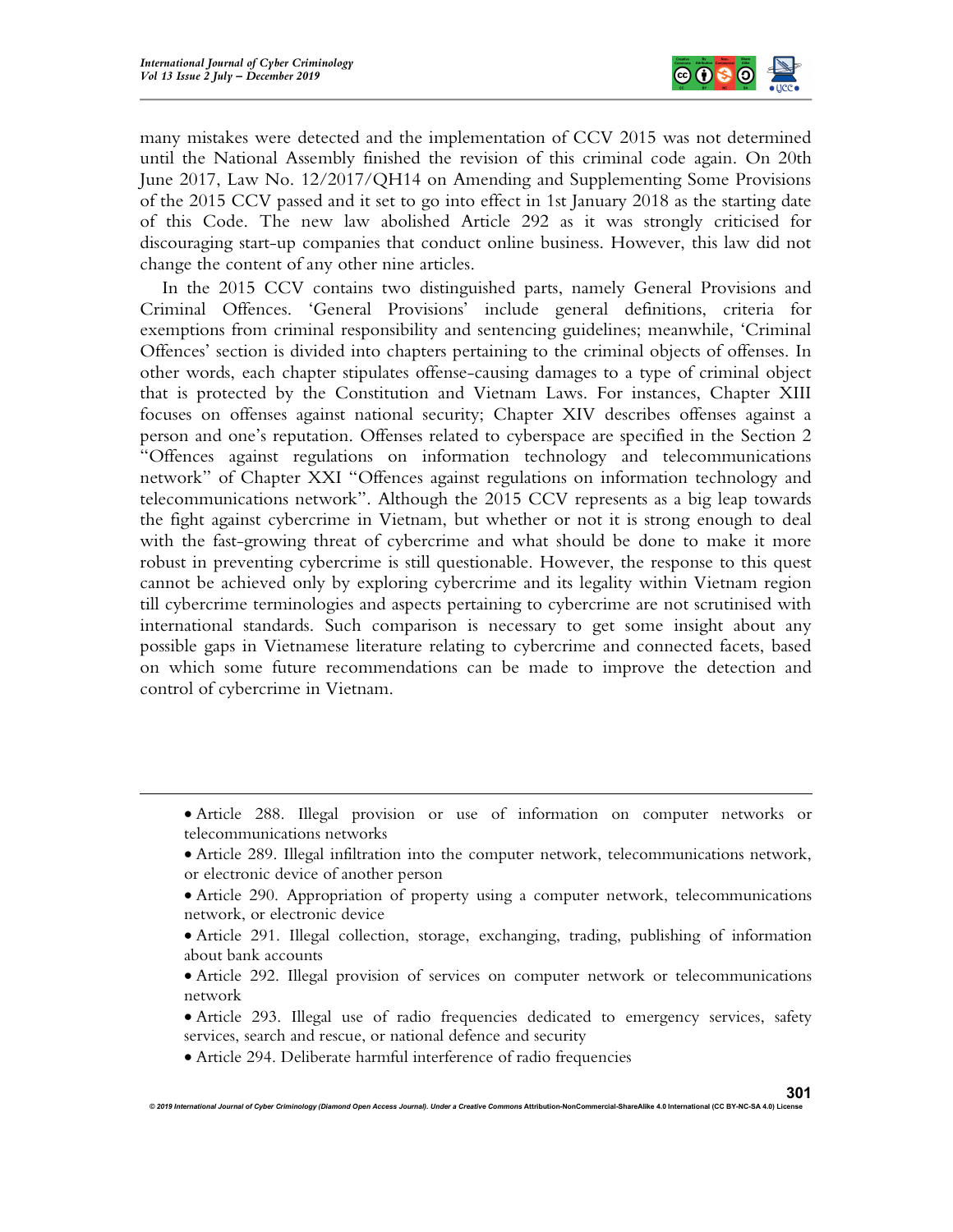many mistakes were detected and the implementation of CCV 2015 was not determined until the National Assembly finished the revision of this criminal code again. On 20th June 2017, Law No. 12/2017/QH14 on Amending and Supplementing Some Provisions of the 2015 CCV passed and it set to go into effect in 1st January 2018 as the starting date of this Code. The new law abolished Article 292 as it was strongly criticised for discouraging start-up companies that conduct online business. However, this law did not change the content of any other nine articles.

In the 2015 CCV contains two distinguished parts, namely General Provisions and Criminal Offences. 'General Provisions' include general definitions, criteria for exemptions from criminal responsibility and sentencing guidelines; meanwhile, 'Criminal Offences' section is divided into chapters pertaining to the criminal objects of offenses. In other words, each chapter stipulates offense-causing damages to a type of criminal object that is protected by the Constitution and Vietnam Laws. For instances, Chapter XIII focuses on offenses against national security; Chapter XIV describes offenses against a person and one's reputation. Offenses related to cyberspace are specified in the Section 2 "Offences against regulations on information technology and telecommunications network" of Chapter XXI "Offences against regulations on information technology and telecommunications network". Although the 2015 CCV represents as a big leap towards the fight against cybercrime in Vietnam, but whether or not it is strong enough to deal with the fast-growing threat of cybercrime and what should be done to make it more robust in preventing cybercrime is still questionable. However, the response to this quest cannot be achieved only by exploring cybercrime and its legality within Vietnam region till cybercrime terminologies and aspects pertaining to cybercrime are not scrutinised with international standards. Such comparison is necessary to get some insight about any possible gaps in Vietnamese literature relating to cybercrime and connected facets, based on which some future recommendations can be made to improve the detection and control of cybercrime in Vietnam.

---

- Article 288. Illegal provision or use of information on computer networks or telecommunications networks
- Article 289. Illegal infiltration into the computer network, telecommunications network, or electronic device of another person
- Article 290. Appropriation of property using a computer network, telecommunications network, or electronic device
- Article 291. Illegal collection, storage, exchanging, trading, publishing of information about bank accounts
- Article 292. Illegal provision of services on computer network or telecommunications network
- Article 293. Illegal use of radio frequencies dedicated to emergency services, safety services, search and rescue, or national defence and security
- Article 294. Deliberate harmful interference of radio frequencies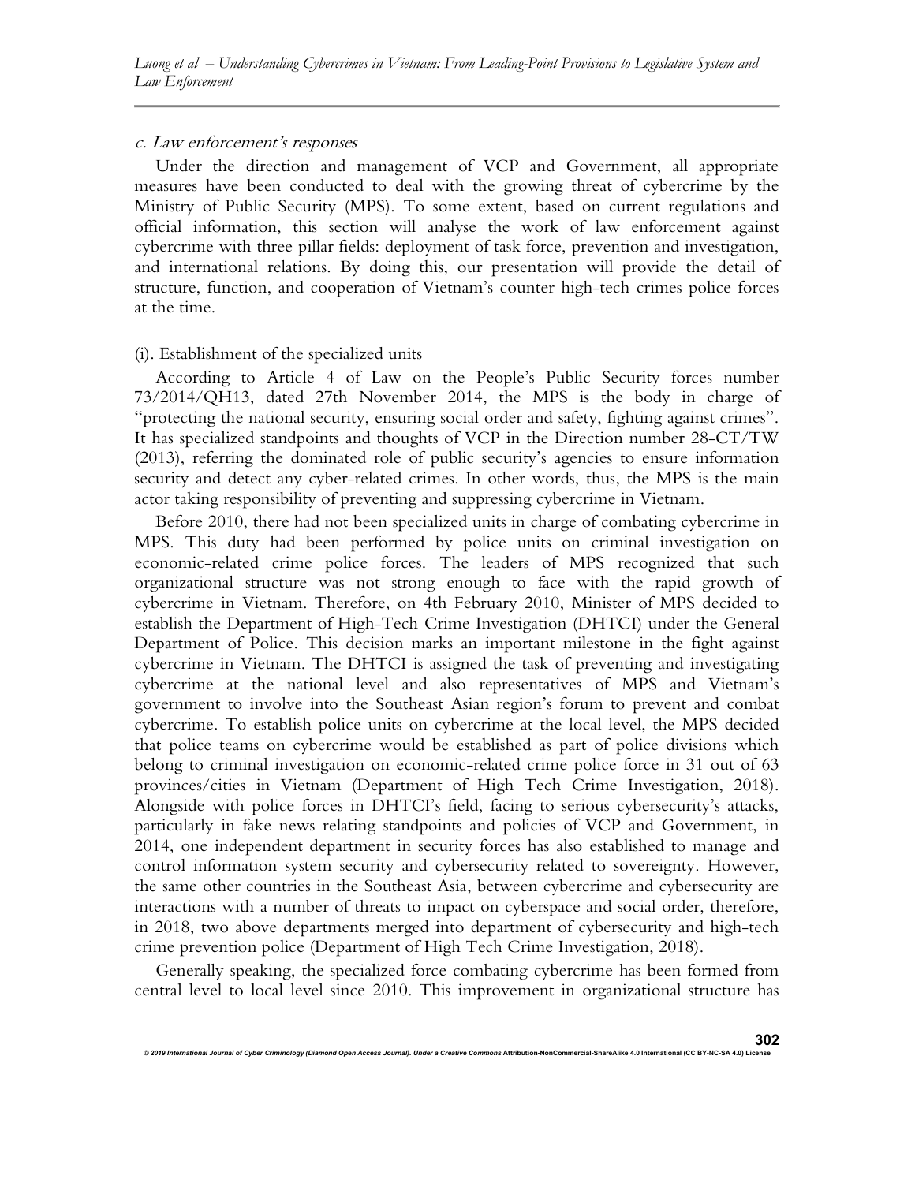*c. Law enforcement's responses*

Under the direction and management of VCP and Government, all appropriate measures have been conducted to deal with the growing threat of cybercrime by the Ministry of Public Security (MPS). To some extent, based on current regulations and official information, this section will analyse the work of law enforcement against cybercrime with three pillar fields: deployment of task force, prevention and investigation, and international relations. By doing this, our presentation will provide the detail of structure, function, and cooperation of Vietnam's counter high-tech crimes police forces at the time.

(i). Establishment of the specialized units

According to Article 4 of Law on the People's Public Security forces number 73/2014/QH13, dated 27th November 2014, the MPS is the body in charge of "protecting the national security, ensuring social order and safety, fighting against crimes". It has specialized standpoints and thoughts of VCP in the Direction number 28-CT/TW (2013), referring the dominated role of public security's agencies to ensure information security and detect any cyber-related crimes. In other words, thus, the MPS is the main actor taking responsibility of preventing and suppressing cybercrime in Vietnam.

Before 2010, there had not been specialized units in charge of combating cybercrime in MPS. This duty had been performed by police units on criminal investigation on economic-related crime police forces. The leaders of MPS recognized that such organizational structure was not strong enough to face with the rapid growth of cybercrime in Vietnam. Therefore, on 4th February 2010, Minister of MPS decided to establish the Department of High-Tech Crime Investigation (DHTCI) under the General Department of Police. This decision marks an important milestone in the fight against cybercrime in Vietnam. The DHTCI is assigned the task of preventing and investigating cybercrime at the national level and also representatives of MPS and Vietnam's government to involve into the Southeast Asian region's forum to prevent and combat cybercrime. To establish police units on cybercrime at the local level, the MPS decided that police teams on cybercrime would be established as part of police divisions which belong to criminal investigation on economic-related crime police force in 31 out of 63 provinces/cities in Vietnam (Department of High Tech Crime Investigation, 2018). Alongside with police forces in DHTCI's field, facing to serious cybersecurity's attacks, particularly in fake news relating standpoints and policies of VCP and Government, in 2014, one independent department in security forces has also established to manage and control information system security and cybersecurity related to sovereignty. However, the same other countries in the Southeast Asia, between cybercrime and cybersecurity are interactions with a number of threats to impact on cyberspace and social order, therefore, in 2018, two above departments merged into department of cybersecurity and high-tech crime prevention police (Department of High Tech Crime Investigation, 2018).

Generally speaking, the specialized force combating cybercrime has been formed from central level to local level since 2010. This improvement in organizational structure has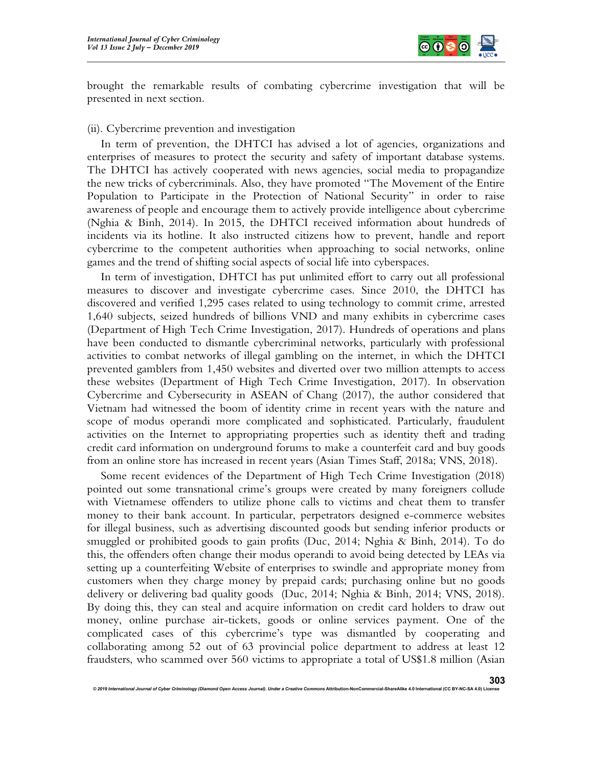brought the remarkable results of combating cybercrime investigation that will be presented in next section.

(ii). Cybercrime prevention and investigation

In term of prevention, the DHTCI has advised a lot of agencies, organizations and enterprises of measures to protect the security and safety of important database systems. The DHTCI has actively cooperated with news agencies, social media to propagandize the new tricks of cybercriminals. Also, they have promoted "The Movement of the Entire Population to Participate in the Protection of National Security" in order to raise awareness of people and encourage them to actively provide intelligence about cybercrime (Nghia & Binh, 2014). In 2015, the DHTCI received information about hundreds of incidents via its hotline. It also instructed citizens how to prevent, handle and report cybercrime to the competent authorities when approaching to social networks, online games and the trend of shifting social aspects of social life into cyberspaces.

In term of investigation, DHTCI has put unlimited effort to carry out all professional measures to discover and investigate cybercrime cases. Since 2010, the DHTCI has discovered and verified 1,295 cases related to using technology to commit crime, arrested 1,640 subjects, seized hundreds of billions VND and many exhibits in cybercrime cases (Department of High Tech Crime Investigation, 2017). Hundreds of operations and plans have been conducted to dismantle cybercriminal networks, particularly with professional activities to combat networks of illegal gambling on the internet, in which the DHTCI prevented gamblers from 1,450 websites and diverted over two million attempts to access these websites (Department of High Tech Crime Investigation, 2017). In observation Cybercrime and Cybersecurity in ASEAN of Chang (2017), the author considered that Vietnam had witnessed the boom of identity crime in recent years with the nature and scope of modus operandi more complicated and sophisticated. Particularly, fraudulent activities on the Internet to appropriating properties such as identity theft and trading credit card information on underground forums to make a counterfeit card and buy goods from an online store has increased in recent years (Asian Times Staff, 2018a; VNS, 2018).

Some recent evidences of the Department of High Tech Crime Investigation (2018) pointed out some transnational crime's groups were created by many foreigners collude with Vietnamese offenders to utilize phone calls to victims and cheat them to transfer money to their bank account. In particular, perpetrators designed e-commerce websites for illegal business, such as advertising discounted goods but sending inferior products or smuggled or prohibited goods to gain profits (Duc, 2014; Nghia & Binh, 2014). To do this, the offenders often change their modus operandi to avoid being detected by LEAs via setting up a counterfeiting Website of enterprises to swindle and appropriate money from customers when they charge money by prepaid cards; purchasing online but no goods delivery or delivering bad quality goods (Duc, 2014; Nghia & Binh, 2014; VNS, 2018). By doing this, they can steal and acquire information on credit card holders to draw out money, online purchase air-tickets, goods or online services payment. One of the complicated cases of this cybercrime's type was dismantled by cooperating and collaborating among 52 out of 63 provincial police department to address at least 12 fraudsters, who scammed over 560 victims to appropriate a total of US$1.8 million (Asian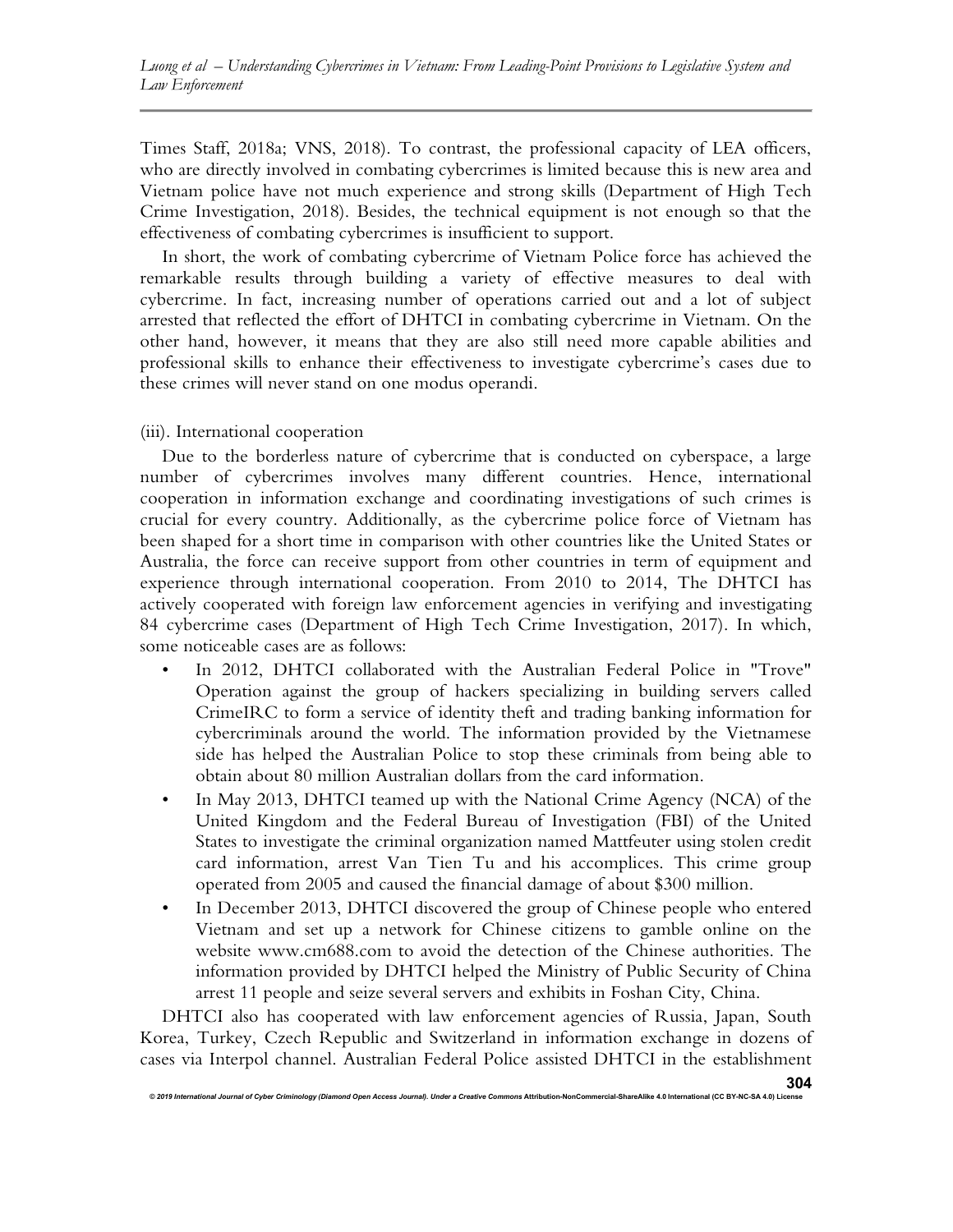Times Staff, 2018a; VNS, 2018). To contrast, the professional capacity of LEA officers, who are directly involved in combating cybercrimes is limited because this is new area and Vietnam police have not much experience and strong skills (Department of High Tech Crime Investigation, 2018). Besides, the technical equipment is not enough so that the effectiveness of combating cybercrimes is insufficient to support.

In short, the work of combating cybercrime of Vietnam Police force has achieved the remarkable results through building a variety of effective measures to deal with cybercrime. In fact, increasing number of operations carried out and a lot of subject arrested that reflected the effort of DHTCI in combating cybercrime in Vietnam. On the other hand, however, it means that they are also still need more capable abilities and professional skills to enhance their effectiveness to investigate cybercrime's cases due to these crimes will never stand on one modus operandi.

(iii). International cooperation

Due to the borderless nature of cybercrime that is conducted on cyberspace, a large number of cybercrimes involves many different countries. Hence, international cooperation in information exchange and coordinating investigations of such crimes is crucial for every country. Additionally, as the cybercrime police force of Vietnam has been shaped for a short time in comparison with other countries like the United States or Australia, the force can receive support from other countries in term of equipment and experience through international cooperation. From 2010 to 2014, The DHTCI has actively cooperated with foreign law enforcement agencies in verifying and investigating 84 cybercrime cases (Department of High Tech Crime Investigation, 2017). In which, some noticeable cases are as follows:

- In 2012, DHTCI collaborated with the Australian Federal Police in "Trove" Operation against the group of hackers specializing in building servers called CrimeIRC to form a service of identity theft and trading banking information for cybercriminals around the world. The information provided by the Vietnamese side has helped the Australian Police to stop these criminals from being able to obtain about 80 million Australian dollars from the card information.
- In May 2013, DHTCI teamed up with the National Crime Agency (NCA) of the United Kingdom and the Federal Bureau of Investigation (FBI) of the United States to investigate the criminal organization named Mattfeuter using stolen credit card information, arrest Van Tien Tu and his accomplices. This crime group operated from 2005 and caused the financial damage of about $300 million.
- In December 2013, DHTCI discovered the group of Chinese people who entered Vietnam and set up a network for Chinese citizens to gamble online on the website www.cm688.com to avoid the detection of the Chinese authorities. The information provided by DHTCI helped the Ministry of Public Security of China arrest 11 people and seize several servers and exhibits in Foshan City, China.

DHTCI also has cooperated with law enforcement agencies of Russia, Japan, South Korea, Turkey, Czech Republic and Switzerland in information exchange in dozens of cases via Interpol channel. Australian Federal Police assisted DHTCI in the establishment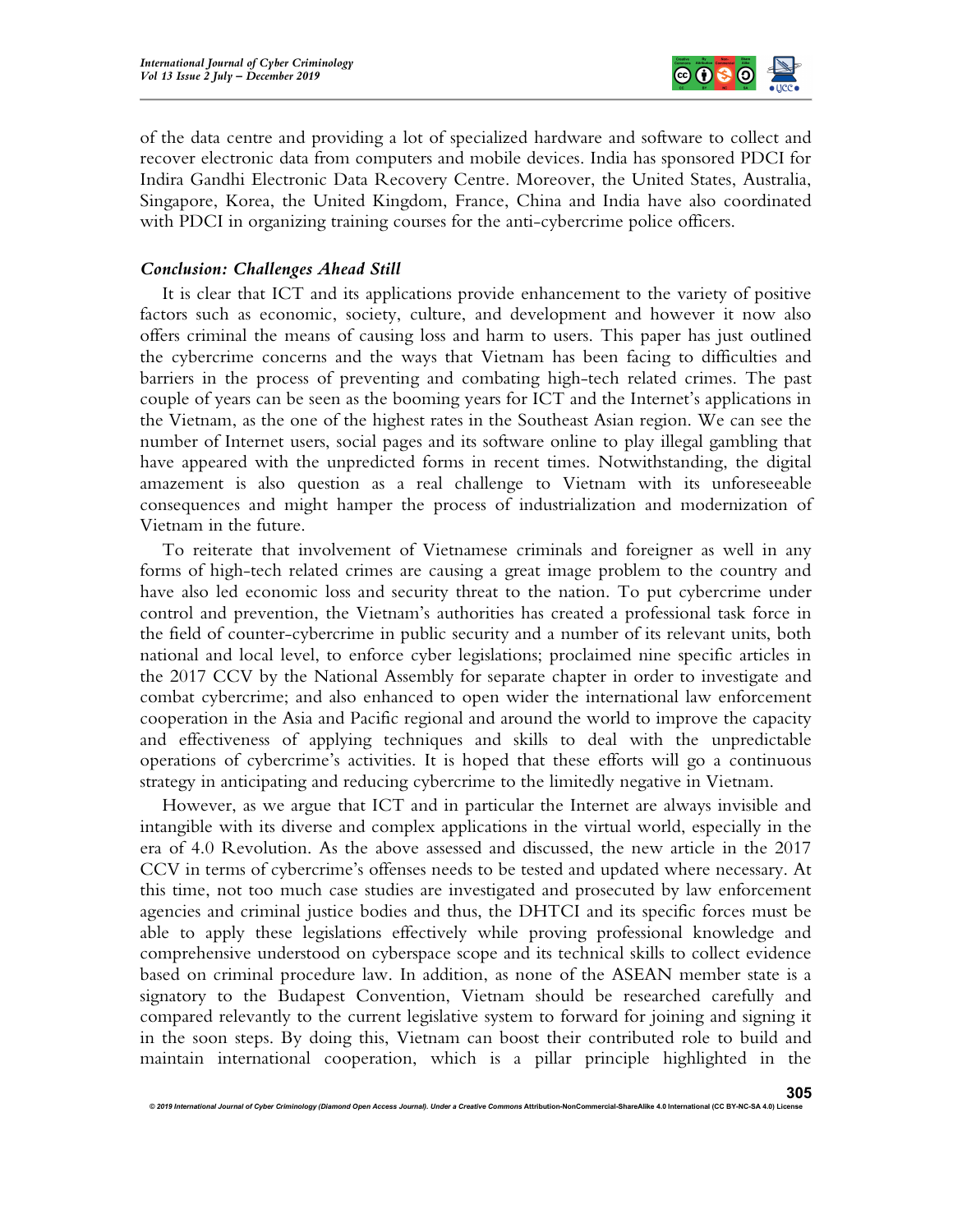of the data centre and providing a lot of specialized hardware and software to collect and recover electronic data from computers and mobile devices. India has sponsored PDCI for Indira Gandhi Electronic Data Recovery Centre. Moreover, the United States, Australia, Singapore, Korea, the United Kingdom, France, China and India have also coordinated with PDCI in organizing training courses for the anti-cybercrime police officers.

### *Conclusion: Challenges Ahead Still*

It is clear that ICT and its applications provide enhancement to the variety of positive factors such as economic, society, culture, and development and however it now also offers criminal the means of causing loss and harm to users. This paper has just outlined the cybercrime concerns and the ways that Vietnam has been facing to difficulties and barriers in the process of preventing and combating high-tech related crimes. The past couple of years can be seen as the booming years for ICT and the Internet's applications in the Vietnam, as the one of the highest rates in the Southeast Asian region. We can see the number of Internet users, social pages and its software online to play illegal gambling that have appeared with the unpredicted forms in recent times. Notwithstanding, the digital amazement is also question as a real challenge to Vietnam with its unforeseeable consequences and might hamper the process of industrialization and modernization of Vietnam in the future.

To reiterate that involvement of Vietnamese criminals and foreigner as well in any forms of high-tech related crimes are causing a great image problem to the country and have also led economic loss and security threat to the nation. To put cybercrime under control and prevention, the Vietnam's authorities has created a professional task force in the field of counter-cybercrime in public security and a number of its relevant units, both national and local level, to enforce cyber legislations; proclaimed nine specific articles in the 2017 CCV by the National Assembly for separate chapter in order to investigate and combat cybercrime; and also enhanced to open wider the international law enforcement cooperation in the Asia and Pacific regional and around the world to improve the capacity and effectiveness of applying techniques and skills to deal with the unpredictable operations of cybercrime's activities. It is hoped that these efforts will go a continuous strategy in anticipating and reducing cybercrime to the limitedly negative in Vietnam.

However, as we argue that ICT and in particular the Internet are always invisible and intangible with its diverse and complex applications in the virtual world, especially in the era of 4.0 Revolution. As the above assessed and discussed, the new article in the 2017 CCV in terms of cybercrime's offenses needs to be tested and updated where necessary. At this time, not too much case studies are investigated and prosecuted by law enforcement agencies and criminal justice bodies and thus, the DHTCI and its specific forces must be able to apply these legislations effectively while proving professional knowledge and comprehensive understood on cyberspace scope and its technical skills to collect evidence based on criminal procedure law. In addition, as none of the ASEAN member state is a signatory to the Budapest Convention, Vietnam should be researched carefully and compared relevantly to the current legislative system to forward for joining and signing it in the soon steps. By doing this, Vietnam can boost their contributed role to build and maintain international cooperation, which is a pillar principle highlighted in the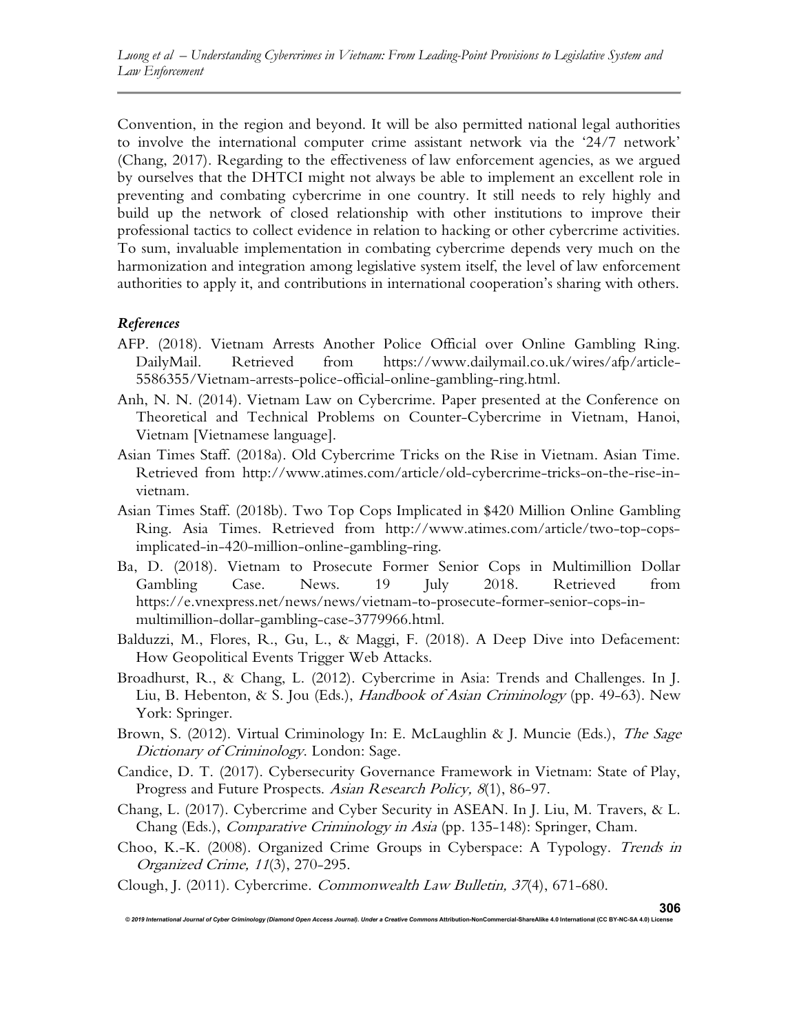Convention, in the region and beyond. It will be also permitted national legal authorities to involve the international computer crime assistant network via the '24/7 network' (Chang, 2017). Regarding to the effectiveness of law enforcement agencies, as we argued by ourselves that the DHTCI might not always be able to implement an excellent role in preventing and combating cybercrime in one country. It still needs to rely highly and build up the network of closed relationship with other institutions to improve their professional tactics to collect evidence in relation to hacking or other cybercrime activities. To sum, invaluable implementation in combating cybercrime depends very much on the harmonization and integration among legislative system itself, the level of law enforcement authorities to apply it, and contributions in international cooperation's sharing with others.

### *References*

AFP. (2018). Vietnam Arrests Another Police Official over Online Gambling Ring. DailyMail. Retrieved from https://www.dailymail.co.uk/wires/afp/article-5586355/Vietnam-arrests-police-official-online-gambling-ring.html.

Anh, N. N. (2014). Vietnam Law on Cybercrime. Paper presented at the Conference on Theoretical and Technical Problems on Counter-Cybercrime in Vietnam, Hanoi, Vietnam [Vietnamese language].

Asian Times Staff. (2018a). Old Cybercrime Tricks on the Rise in Vietnam. Asian Time. Retrieved from http://www.atimes.com/article/old-cybercrime-tricks-on-the-rise-in-vietnam.

Asian Times Staff. (2018b). Two Top Cops Implicated in $420 Million Online Gambling Ring. Asia Times. Retrieved from http://www.atimes.com/article/two-top-cops-implicated-in-420-million-online-gambling-ring.

Ba, D. (2018). Vietnam to Prosecute Former Senior Cops in Multimillion Dollar Gambling Case. News. 19 July 2018. Retrieved from https://e.vnexpress.net/news/news/vietnam-to-prosecute-former-senior-cops-in-multimillion-dollar-gambling-case-3779966.html.

Balduzzi, M., Flores, R., Gu, L., & Maggi, F. (2018). A Deep Dive into Defacement: How Geopolitical Events Trigger Web Attacks.

Broadhurst, R., & Chang, L. (2012). Cybercrime in Asia: Trends and Challenges. In J. Liu, B. Hebenton, & S. Jou (Eds.), *Handbook of Asian Criminology* (pp. 49-63). New York: Springer.

Brown, S. (2012). Virtual Criminology In: E. McLaughlin & J. Muncie (Eds.), *The Sage Dictionary of Criminology*. London: Sage.

Candice, D. T. (2017). Cybersecurity Governance Framework in Vietnam: State of Play, Progress and Future Prospects. *Asian Research Policy, 8*(1), 86-97.

Chang, L. (2017). Cybercrime and Cyber Security in ASEAN. In J. Liu, M. Travers, & L. Chang (Eds.), *Comparative Criminology in Asia* (pp. 135-148): Springer, Cham.

Choo, K.-K. (2008). Organized Crime Groups in Cyberspace: A Typology. *Trends in Organized Crime, 11*(3), 270-295.

Clough, J. (2011). Cybercrime. *Commonwealth Law Bulletin, 37*(4), 671-680.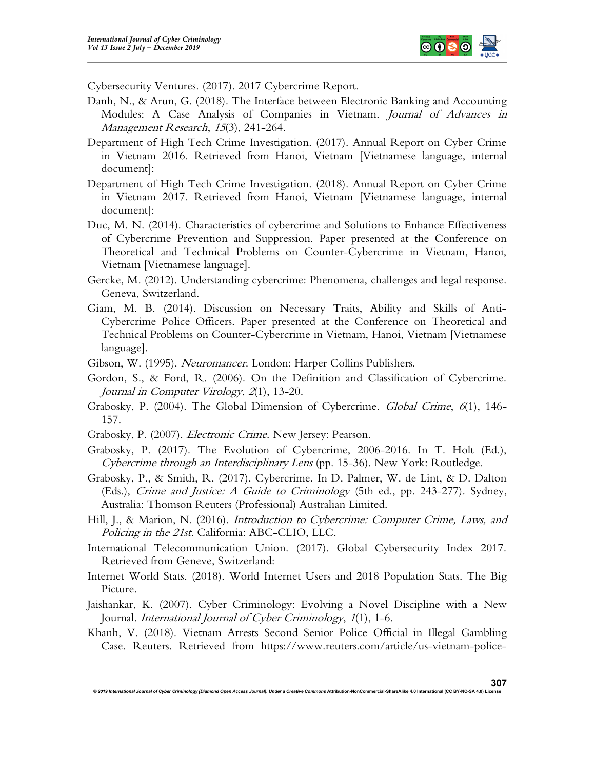Cybersecurity Ventures. (2017). 2017 Cybercrime Report.

Danh, N., & Arun, G. (2018). The Interface between Electronic Banking and Accounting Modules: A Case Analysis of Companies in Vietnam. *Journal of Advances in Management Research*, *15*(3), 241-264.

Department of High Tech Crime Investigation. (2017). Annual Report on Cyber Crime in Vietnam 2016. Retrieved from Hanoi, Vietnam [Vietnamese language, internal document]:

Department of High Tech Crime Investigation. (2018). Annual Report on Cyber Crime in Vietnam 2017. Retrieved from Hanoi, Vietnam [Vietnamese language, internal document]:

Duc, M. N. (2014). Characteristics of cybercrime and Solutions to Enhance Effectiveness of Cybercrime Prevention and Suppression. Paper presented at the Conference on Theoretical and Technical Problems on Counter-Cybercrime in Vietnam, Hanoi, Vietnam [Vietnamese language].

Gercke, M. (2012). Understanding cybercrime: Phenomena, challenges and legal response. Geneva, Switzerland.

Giam, M. B. (2014). Discussion on Necessary Traits, Ability and Skills of Anti-Cybercrime Police Officers. Paper presented at the Conference on Theoretical and Technical Problems on Counter-Cybercrime in Vietnam, Hanoi, Vietnam [Vietnamese language].

Gibson, W. (1995). *Neuromancer*. London: Harper Collins Publishers.

Gordon, S., & Ford, R. (2006). On the Definition and Classification of Cybercrime. *Journal in Computer Virology*, *2*(1), 13-20.

Grabosky, P. (2004). The Global Dimension of Cybercrime. *Global Crime*, *6*(1), 146-157.

Grabosky, P. (2007). *Electronic Crime*. New Jersey: Pearson.

Grabosky, P. (2017). The Evolution of Cybercrime, 2006-2016. In T. Holt (Ed.), *Cybercrime through an Interdisciplinary Lens* (pp. 15-36). New York: Routledge.

Grabosky, P., & Smith, R. (2017). Cybercrime. In D. Palmer, W. de Lint, & D. Dalton (Eds.), *Crime and Justice: A Guide to Criminology* (5th ed., pp. 243-277). Sydney, Australia: Thomson Reuters (Professional) Australian Limited.

Hill, J., & Marion, N. (2016). *Introduction to Cybercrime: Computer Crime, Laws, and Policing in the 21st*. California: ABC-CLIO, LLC.

International Telecommunication Union. (2017). Global Cybersecurity Index 2017. Retrieved from Geneve, Switzerland:

Internet World Stats. (2018). World Internet Users and 2018 Population Stats. The Big Picture.

Jaishankar, K. (2007). Cyber Criminology: Evolving a Novel Discipline with a New Journal. *International Journal of Cyber Criminology*, *1*(1), 1-6.

Khanh, V. (2018). Vietnam Arrests Second Senior Police Official in Illegal Gambling Case. Reuters. Retrieved from https://www.reuters.com/article/us-vietnam-police-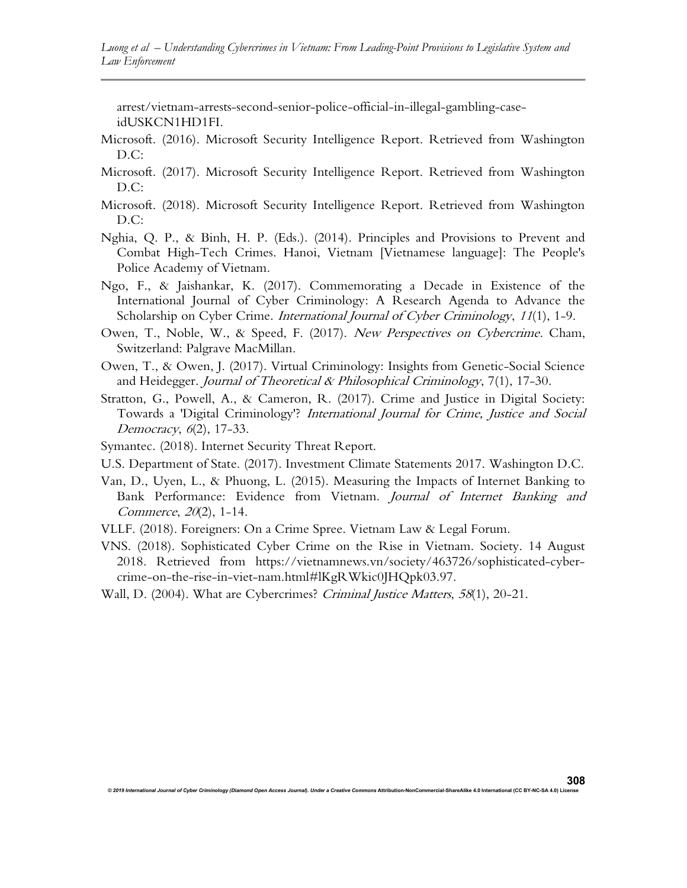arrest/vietnam-arrests-second-senior-police-official-in-illegal-gambling-case-idUSKCN1HD1FI.

Microsoft. (2016). Microsoft Security Intelligence Report. Retrieved from Washington D.C:

Microsoft. (2017). Microsoft Security Intelligence Report. Retrieved from Washington D.C:

Microsoft. (2018). Microsoft Security Intelligence Report. Retrieved from Washington D.C:

Nghia, Q. P., & Binh, H. P. (Eds.). (2014). Principles and Provisions to Prevent and Combat High-Tech Crimes. Hanoi, Vietnam [Vietnamese language]: The People's Police Academy of Vietnam.

Ngo, F., & Jaishankar, K. (2017). Commemorating a Decade in Existence of the International Journal of Cyber Criminology: A Research Agenda to Advance the Scholarship on Cyber Crime. *International Journal of Cyber Criminology*, *11*(1), 1-9.

Owen, T., Noble, W., & Speed, F. (2017). *New Perspectives on Cybercrime*. Cham, Switzerland: Palgrave MacMillan.

Owen, T., & Owen, J. (2017). Virtual Criminology: Insights from Genetic-Social Science and Heidegger. *Journal of Theoretical & Philosophical Criminology*, 7(1), 17-30.

Stratton, G., Powell, A., & Cameron, R. (2017). Crime and Justice in Digital Society: Towards a 'Digital Criminology'? *International Journal for Crime, Justice and Social Democracy*, *6*(2), 17-33.

Symantec. (2018). Internet Security Threat Report.

U.S. Department of State. (2017). Investment Climate Statements 2017. Washington D.C.

Van, D., Uyen, L., & Phuong, L. (2015). Measuring the Impacts of Internet Banking to Bank Performance: Evidence from Vietnam. *Journal of Internet Banking and Commerce*, *20*(2), 1-14.

VLLF. (2018). Foreigners: On a Crime Spree. Vietnam Law & Legal Forum.

VNS. (2018). Sophisticated Cyber Crime on the Rise in Vietnam. Society. 14 August 2018. Retrieved from https://vietnamnews.vn/society/463726/sophisticated-cyber-crime-on-the-rise-in-viet-nam.html#lKgRWkic0JHQpk03.97.

Wall, D. (2004). What are Cybercrimes? *Criminal Justice Matters*, *58*(1), 20-21.